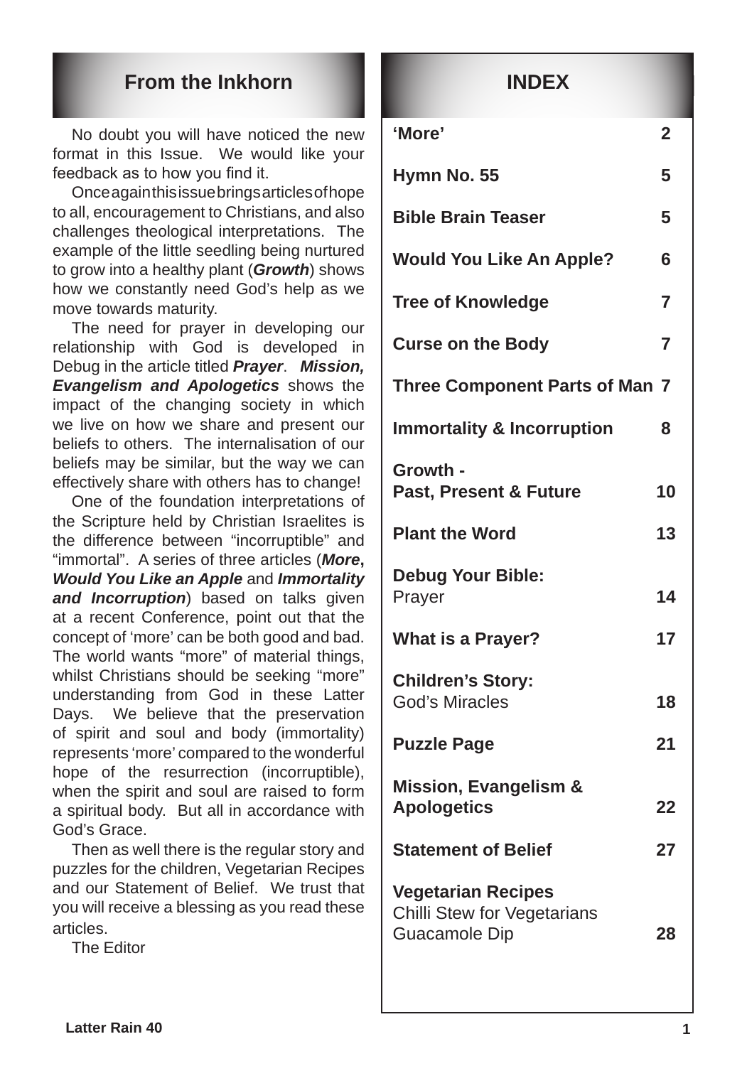## From the Inkhorn

No doubt you will have noticed the new format in this Issue. We would like your feedback as to how you find it.

Once again this issue brings articles of hope to all, encouragement to Christians, and also challenges theological interpretations. The example of the little seedling being nurtured to grow into a healthy plant (***Growth***) shows how we constantly need God's help as we move towards maturity.

The need for prayer in developing our relationship with God is developed in Debug in the article titled ***Prayer***. ***Mission, Evangelism and Apologetics*** shows the impact of the changing society in which we live on how we share and present our beliefs to others. The internalisation of our beliefs may be similar, but the way we can effectively share with others has to change!

One of the foundation interpretations of the Scripture held by Christian Israelites is the difference between "incorruptible" and "immortal". A series of three articles (***More*, *Would You Like an Apple*** and ***Immortality and Incorruption***) based on talks given at a recent Conference, point out that the concept of 'more' can be both good and bad. The world wants "more" of material things, whilst Christians should be seeking "more" understanding from God in these Latter Days. We believe that the preservation of spirit and soul and body (immortality) represents 'more' compared to the wonderful hope of the resurrection (incorruptible), when the spirit and soul are raised to form a spiritual body. But all in accordance with God's Grace.

Then as well there is the regular story and puzzles for the children, Vegetarian Recipes and our Statement of Belief. We trust that you will receive a blessing as you read these articles.

The Editor

## INDEX

| | |
|---|---|
| **'More'** | **2** |
| **Hymn No. 55** | **5** |
| **Bible Brain Teaser** | **5** |
| **Would You Like An Apple?** | **6** |
| **Tree of Knowledge** | **7** |
| **Curse on the Body** | **7** |
| **Three Component Parts of Man** | **7** |
| **Immortality & Incorruption** | **8** |
| **Growth - Past, Present & Future** | **10** |
| **Plant the Word** | **13** |
| **Debug Your Bible:** Prayer | **14** |
| **What is a Prayer?** | **17** |
| **Children's Story:** God's Miracles | **18** |
| **Puzzle Page** | **21** |
| **Mission, Evangelism & Apologetics** | **22** |
| **Statement of Belief** | **27** |
| **Vegetarian Recipes** Chilli Stew for Vegetarians, Guacamole Dip | **28** |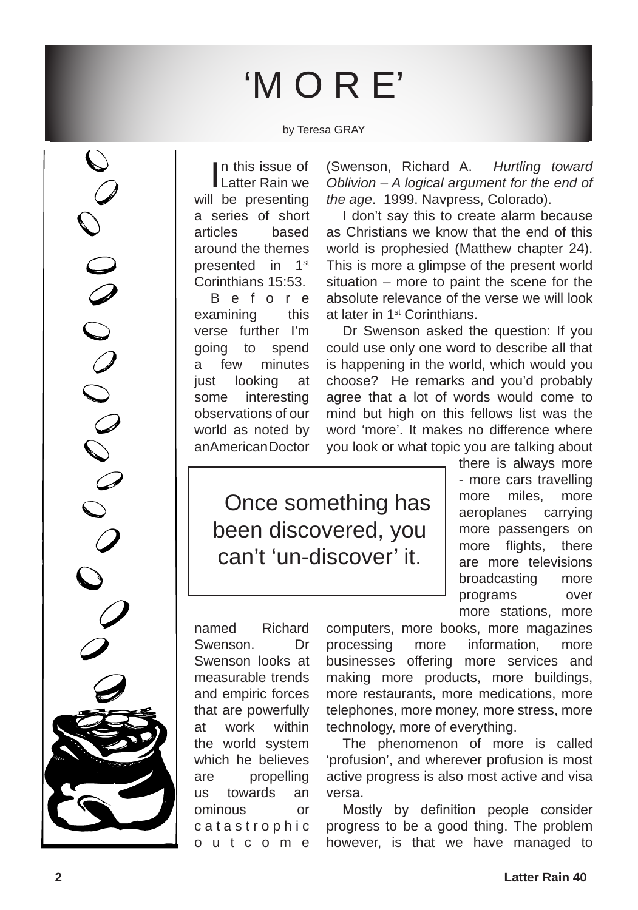# 'M O R E'

by Teresa GRAY

In this issue of Latter Rain we will be presenting a series of short articles based around the themes presented in 1st Corinthians 15:53.

Before examining this verse further I'm going to spend a few minutes just looking at some interesting observations of our world as noted by an American Doctor named Richard Swenson. Dr Swenson looks at measurable trends and empiric forces that are powerfully at work within the world system which he believes are propelling us towards an ominous or catastrophic outcome (Swenson, Richard A. *Hurtling toward Oblivion – A logical argument for the end of the age*. 1999. Navpress, Colorado).

I don't say this to create alarm because as Christians we know that the end of this world is prophesied (Matthew chapter 24). This is more a glimpse of the present world situation – more to paint the scene for the absolute relevance of the verse we will look at later in 1st Corinthians.

Dr Swenson asked the question: If you could use only one word to describe all that is happening in the world, which would you choose? He remarks and you'd probably agree that a lot of words would come to mind but high on this fellows list was the word 'more'. It makes no difference where you look or what topic you are talking about there is always more - more cars travelling more miles, more aeroplanes carrying more passengers on more flights, there are more televisions broadcasting more programs over more stations, more computers, more books, more magazines processing more information, more businesses offering more services and making more products, more buildings, more restaurants, more medications, more telephones, more money, more stress, more technology, more of everything.

> Once something has been discovered, you can't 'un-discover' it.

The phenomenon of more is called 'profusion', and wherever profusion is most active progress is also most active and visa versa.

Mostly by definition people consider progress to be a good thing. The problem however, is that we have managed to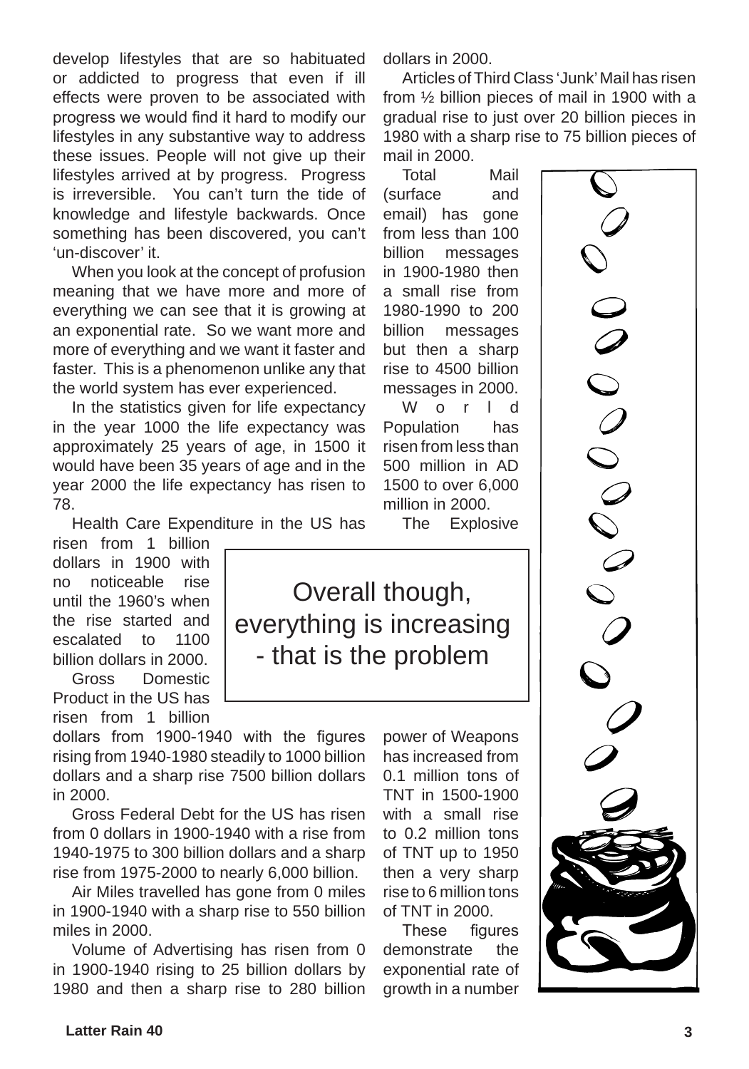develop lifestyles that are so habituated or addicted to progress that even if ill effects were proven to be associated with progress we would find it hard to modify our lifestyles in any substantive way to address these issues. People will not give up their lifestyles arrived at by progress. Progress is irreversible. You can't turn the tide of knowledge and lifestyle backwards. Once something has been discovered, you can't 'un-discover' it.

When you look at the concept of profusion meaning that we have more and more of everything we can see that it is growing at an exponential rate. So we want more and more of everything and we want it faster and faster. This is a phenomenon unlike any that the world system has ever experienced.

In the statistics given for life expectancy in the year 1000 the life expectancy was approximately 25 years of age, in 1500 it would have been 35 years of age and in the year 2000 the life expectancy has risen to 78.

Health Care Expenditure in the US has risen from 1 billion dollars in 1900 with no noticeable rise until the 1960's when the rise started and escalated to 1100 billion dollars in 2000.

Gross Domestic Product in the US has risen from 1 billion dollars from 1900-1940 with the figures rising from 1940-1980 steadily to 1000 billion dollars and a sharp rise 7500 billion dollars in 2000.

Gross Federal Debt for the US has risen from 0 dollars in 1900-1940 with a rise from 1940-1975 to 300 billion dollars and a sharp rise from 1975-2000 to nearly 6,000 billion.

Air Miles travelled has gone from 0 miles in 1900-1940 with a sharp rise to 550 billion miles in 2000.

Volume of Advertising has risen from 0 in 1900-1940 rising to 25 billion dollars by 1980 and then a sharp rise to 280 billion dollars in 2000.

Articles of Third Class 'Junk' Mail has risen from ½ billion pieces of mail in 1900 with a gradual rise to just over 20 billion pieces in 1980 with a sharp rise to 75 billion pieces of mail in 2000.

Total Mail (surface and email) has gone from less than 100 billion messages in 1900-1980 then a small rise from 1980-1990 to 200 billion messages but then a sharp rise to 4500 billion messages in 2000.

World Population has risen from less than 500 million in AD 1500 to over 6,000 million in 2000.

The Explosive power of Weapons has increased from 0.1 million tons of TNT in 1500-1900 with a small rise to 0.2 million tons of TNT up to 1950 then a very sharp rise to 6 million tons of TNT in 2000.

These figures demonstrate the exponential rate of growth in a number

> Overall though, everything is increasing - that is the problem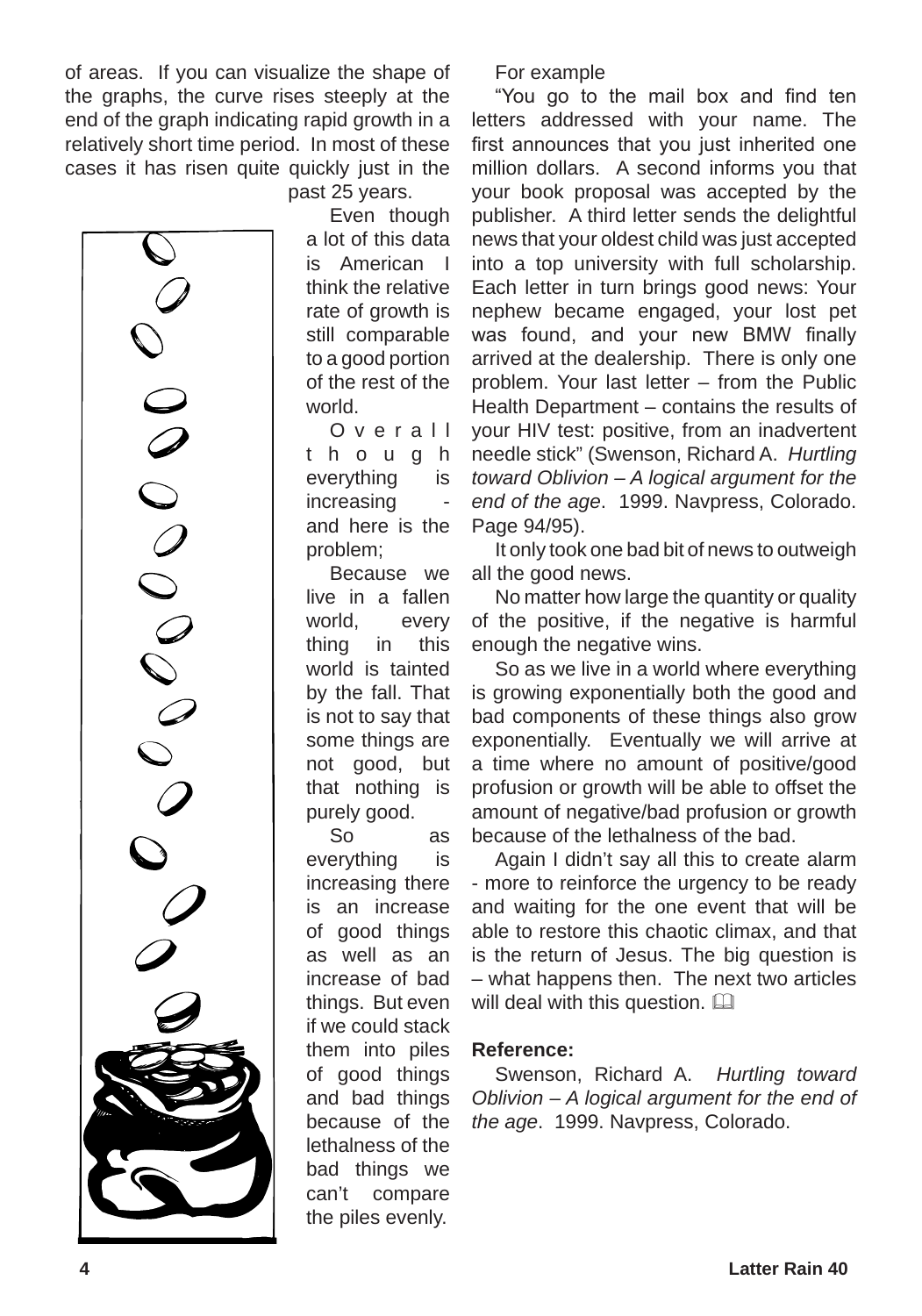of areas. If you can visualize the shape of the graphs, the curve rises steeply at the end of the graph indicating rapid growth in a relatively short time period. In most of these cases it has risen quite quickly just in the past 25 years.

Even though a lot of this data is American I think the relative rate of growth is still comparable to a good portion of the rest of the world.

Overall though everything is increasing - and here is the problem;

Because we live in a fallen world, every thing in this world is tainted by the fall. That is not to say that some things are not good, but that nothing is purely good.

So as everything is increasing there is an increase of good things as well as an increase of bad things. But even if we could stack them into piles of good things and bad things because of the lethalness of the bad things we can't compare the piles evenly.

For example

"You go to the mail box and find ten letters addressed with your name. The first announces that you just inherited one million dollars. A second informs you that your book proposal was accepted by the publisher. A third letter sends the delightful news that your oldest child was just accepted into a top university with full scholarship. Each letter in turn brings good news: Your nephew became engaged, your lost pet was found, and your new BMW finally arrived at the dealership. There is only one problem. Your last letter – from the Public Health Department – contains the results of your HIV test: positive, from an inadvertent needle stick" (Swenson, Richard A. *Hurtling toward Oblivion – A logical argument for the end of the age*. 1999. Navpress, Colorado. Page 94/95).

It only took one bad bit of news to outweigh all the good news.

No matter how large the quantity or quality of the positive, if the negative is harmful enough the negative wins.

So as we live in a world where everything is growing exponentially both the good and bad components of these things also grow exponentially. Eventually we will arrive at a time where no amount of positive/good profusion or growth will be able to offset the amount of negative/bad profusion or growth because of the lethalness of the bad.

Again I didn't say all this to create alarm - more to reinforce the urgency to be ready and waiting for the one event that will be able to restore this chaotic climax, and that is the return of Jesus. The big question is – what happens then. The next two articles will deal with this question.

**Reference:**

Swenson, Richard A. *Hurtling toward Oblivion – A logical argument for the end of the age*. 1999. Navpress, Colorado.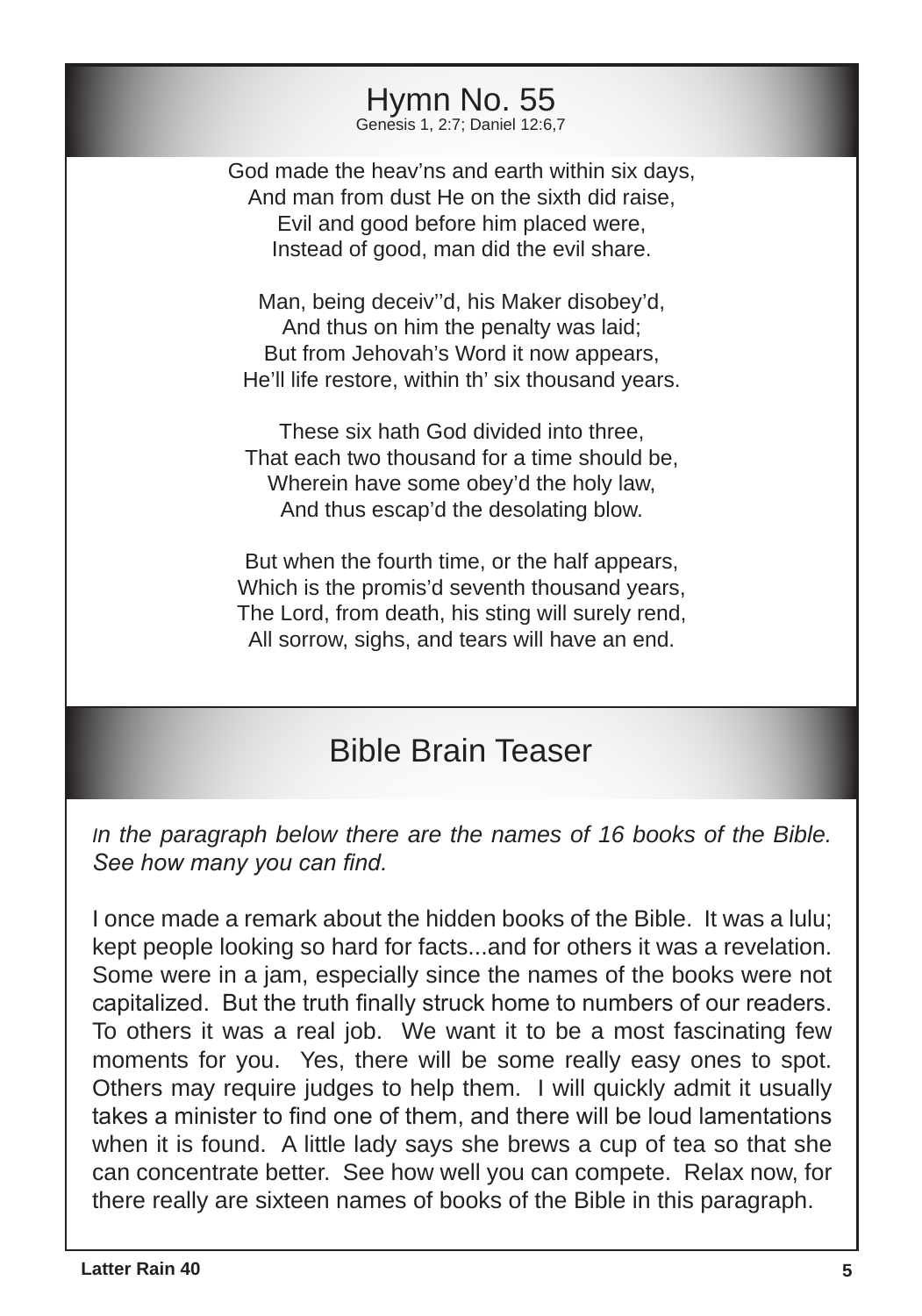## Hymn No. 55

Genesis 1, 2:7; Daniel 12:6,7

God made the heav'ns and earth within six days,
And man from dust He on the sixth did raise,
Evil and good before him placed were,
Instead of good, man did the evil share.

Man, being deceiv''d, his Maker disobey'd,
And thus on him the penalty was laid;
But from Jehovah's Word it now appears,
He'll life restore, within th' six thousand years.

These six hath God divided into three,
That each two thousand for a time should be,
Wherein have some obey'd the holy law,
And thus escap'd the desolating blow.

But when the fourth time, or the half appears,
Which is the promis'd seventh thousand years,
The Lord, from death, his sting will surely rend,
All sorrow, sighs, and tears will have an end.

## Bible Brain Teaser

*In the paragraph below there are the names of 16 books of the Bible. See how many you can find.*

I once made a remark about the hidden books of the Bible. It was a lulu; kept people looking so hard for facts...and for others it was a revelation. Some were in a jam, especially since the names of the books were not capitalized. But the truth finally struck home to numbers of our readers. To others it was a real job. We want it to be a most fascinating few moments for you. Yes, there will be some really easy ones to spot. Others may require judges to help them. I will quickly admit it usually takes a minister to find one of them, and there will be loud lamentations when it is found. A little lady says she brews a cup of tea so that she can concentrate better. See how well you can compete. Relax now, for there really are sixteen names of books of the Bible in this paragraph.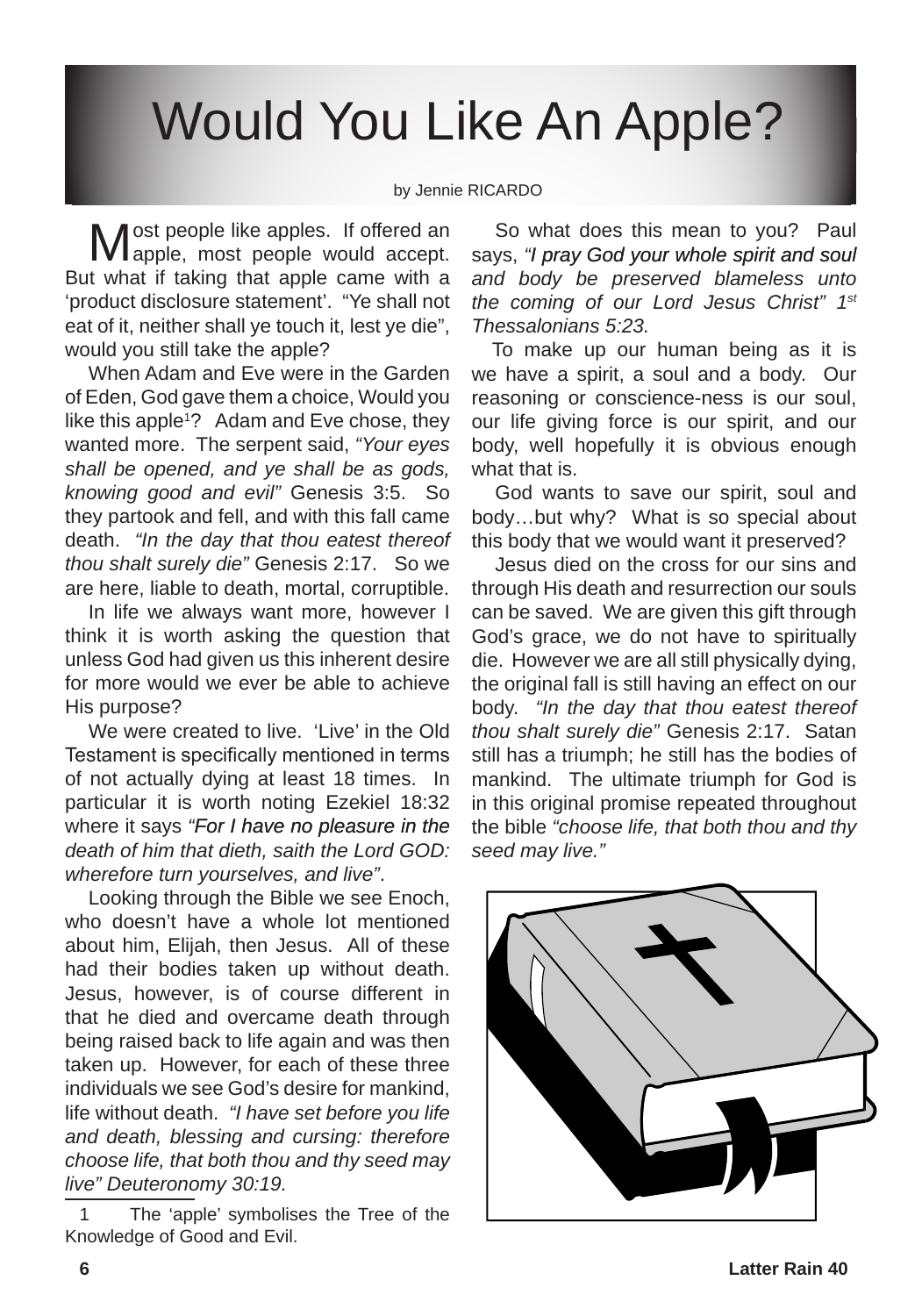# Would You Like An Apple?

by Jennie RICARDO

Most people like apples. If offered an apple, most people would accept. But what if taking that apple came with a 'product disclosure statement'. "Ye shall not eat of it, neither shall ye touch it, lest ye die", would you still take the apple?

When Adam and Eve were in the Garden of Eden, God gave them a choice, Would you like this apple[1]? Adam and Eve chose, they wanted more. The serpent said, *"Your eyes shall be opened, and ye shall be as gods, knowing good and evil"* Genesis 3:5. So they partook and fell, and with this fall came death. *"In the day that thou eatest thereof thou shalt surely die"* Genesis 2:17. So we are here, liable to death, mortal, corruptible.

In life we always want more, however I think it is worth asking the question that unless God had given us this inherent desire for more would we ever be able to achieve His purpose?

We were created to live. 'Live' in the Old Testament is specifically mentioned in terms of not actually dying at least 18 times. In particular it is worth noting Ezekiel 18:32 where it says *"For I have no pleasure in the death of him that dieth, saith the Lord GOD: wherefore turn yourselves, and live"*.

Looking through the Bible we see Enoch, who doesn't have a whole lot mentioned about him, Elijah, then Jesus. All of these had their bodies taken up without death. Jesus, however, is of course different in that he died and overcame death through being raised back to life again and was then taken up. However, for each of these three individuals we see God's desire for mankind, life without death. *"I have set before you life and death, blessing and cursing: therefore choose life, that both thou and thy seed may live" Deuteronomy 30:19.*

So what does this mean to you? Paul says, *"I pray God your whole spirit and soul and body be preserved blameless unto the coming of our Lord Jesus Christ" 1st Thessalonians 5:23.*

To make up our human being as it is we have a spirit, a soul and a body. Our reasoning or conscience-ness is our soul, our life giving force is our spirit, and our body, well hopefully it is obvious enough what that is.

God wants to save our spirit, soul and body…but why? What is so special about this body that we would want it preserved?

Jesus died on the cross for our sins and through His death and resurrection our souls can be saved. We are given this gift through God's grace, we do not have to spiritually die. However we are all still physically dying, the original fall is still having an effect on our body. *"In the day that thou eatest thereof thou shalt surely die"* Genesis 2:17. Satan still has a triumph; he still has the bodies of mankind. The ultimate triumph for God is in this original promise repeated throughout the bible *"choose life, that both thou and thy seed may live."*

---

1 The 'apple' symbolises the Tree of the Knowledge of Good and Evil.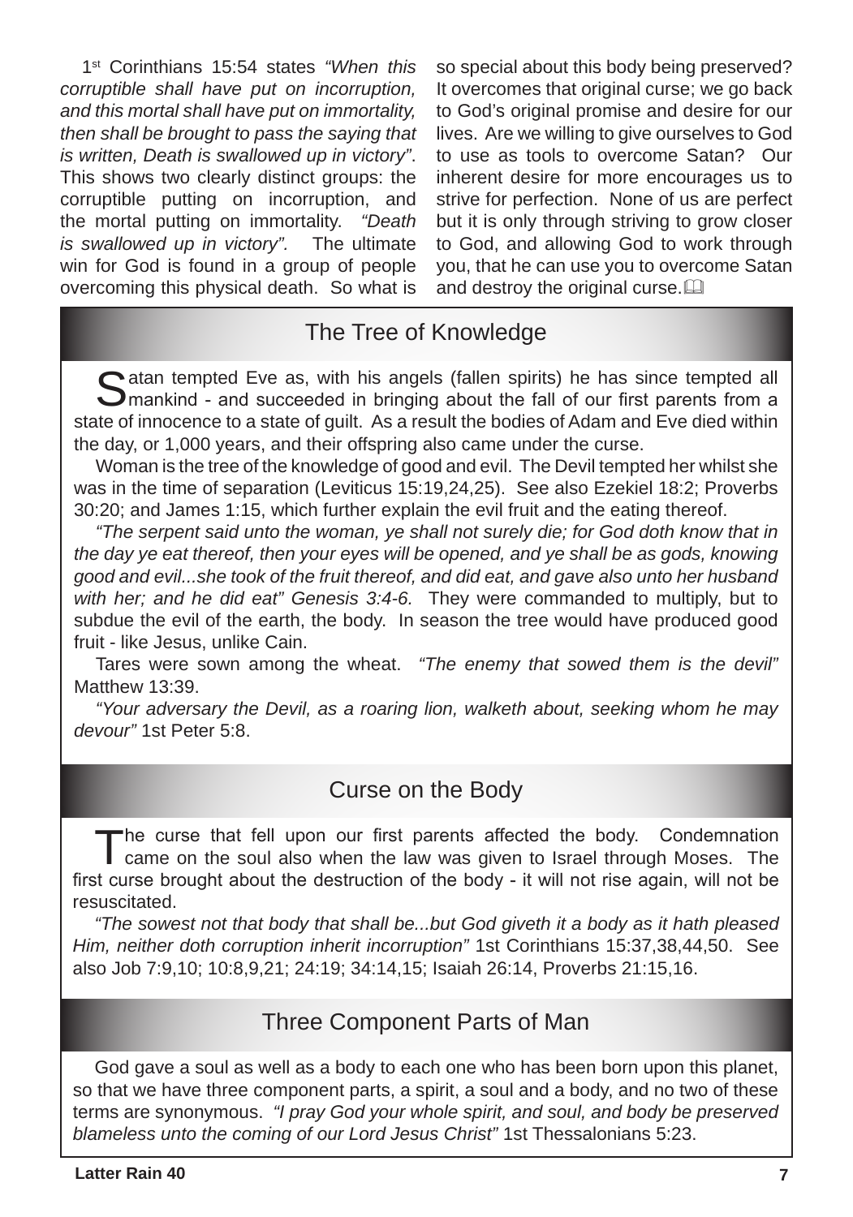1st Corinthians 15:54 states *"When this corruptible shall have put on incorruption, and this mortal shall have put on immortality, then shall be brought to pass the saying that is written, Death is swallowed up in victory"*. This shows two clearly distinct groups: the corruptible putting on incorruption, and the mortal putting on immortality. *"Death is swallowed up in victory".* The ultimate win for God is found in a group of people overcoming this physical death. So what is so special about this body being preserved? It overcomes that original curse; we go back to God's original promise and desire for our lives. Are we willing to give ourselves to God to use as tools to overcome Satan? Our inherent desire for more encourages us to strive for perfection. None of us are perfect but it is only through striving to grow closer to God, and allowing God to work through you, that he can use you to overcome Satan and destroy the original curse. 📖

## The Tree of Knowledge

Satan tempted Eve as, with his angels (fallen spirits) he has since tempted all mankind - and succeeded in bringing about the fall of our first parents from a state of innocence to a state of guilt. As a result the bodies of Adam and Eve died within the day, or 1,000 years, and their offspring also came under the curse.

Woman is the tree of the knowledge of good and evil. The Devil tempted her whilst she was in the time of separation (Leviticus 15:19,24,25). See also Ezekiel 18:2; Proverbs 30:20; and James 1:15, which further explain the evil fruit and the eating thereof.

*"The serpent said unto the woman, ye shall not surely die; for God doth know that in the day ye eat thereof, then your eyes will be opened, and ye shall be as gods, knowing good and evil...she took of the fruit thereof, and did eat, and gave also unto her husband with her; and he did eat" Genesis 3:4-6.* They were commanded to multiply, but to subdue the evil of the earth, the body. In season the tree would have produced good fruit - like Jesus, unlike Cain.

Tares were sown among the wheat. *"The enemy that sowed them is the devil"* Matthew 13:39.

*"Your adversary the Devil, as a roaring lion, walketh about, seeking whom he may devour"* 1st Peter 5:8.

## Curse on the Body

The curse that fell upon our first parents affected the body. Condemnation came on the soul also when the law was given to Israel through Moses. The first curse brought about the destruction of the body - it will not rise again, will not be resuscitated.

*"The sowest not that body that shall be...but God giveth it a body as it hath pleased Him, neither doth corruption inherit incorruption"* 1st Corinthians 15:37,38,44,50. See also Job 7:9,10; 10:8,9,21; 24:19; 34:14,15; Isaiah 26:14, Proverbs 21:15,16.

## Three Component Parts of Man

God gave a soul as well as a body to each one who has been born upon this planet, so that we have three component parts, a spirit, a soul and a body, and no two of these terms are synonymous. *"I pray God your whole spirit, and soul, and body be preserved blameless unto the coming of our Lord Jesus Christ"* 1st Thessalonians 5:23.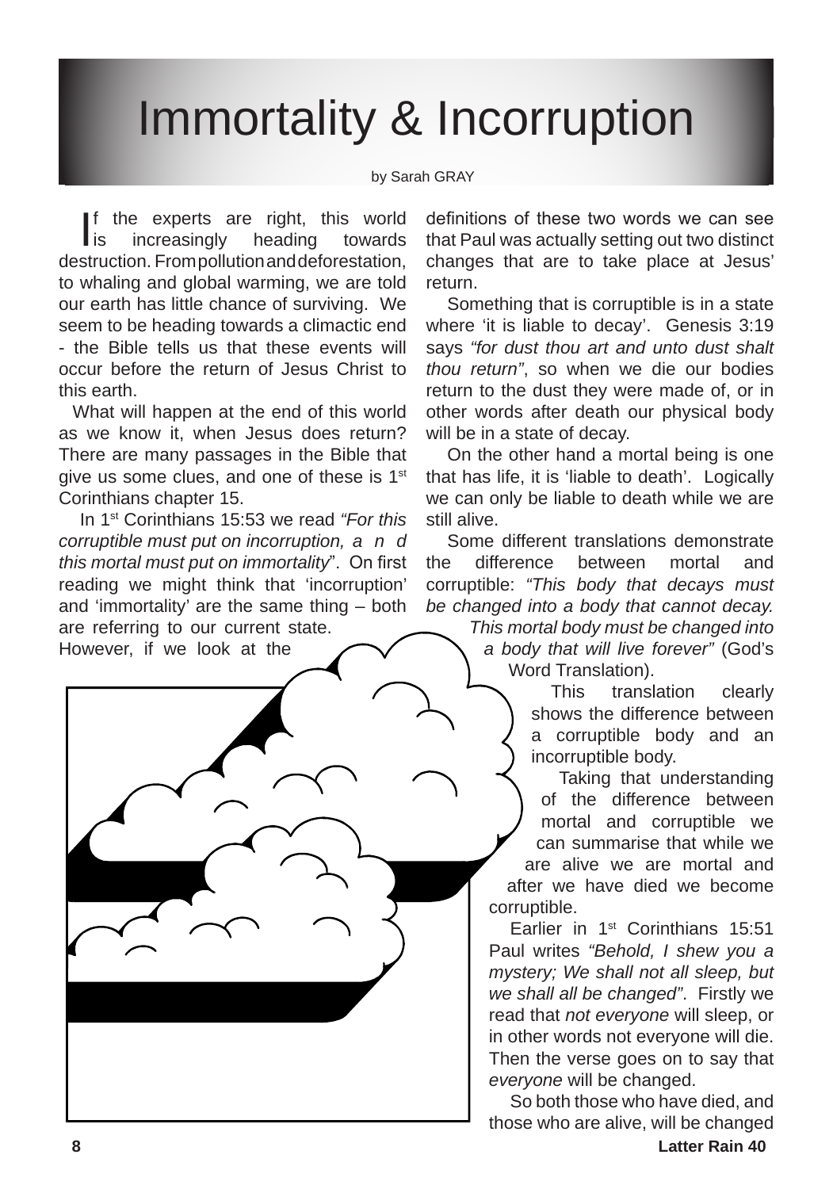# Immortality & Incorruption

by Sarah GRAY

If the experts are right, this world is increasingly heading towards destruction. From pollution and deforestation, to whaling and global warming, we are told our earth has little chance of surviving. We seem to be heading towards a climactic end - the Bible tells us that these events will occur before the return of Jesus Christ to this earth.

What will happen at the end of this world as we know it, when Jesus does return? There are many passages in the Bible that give us some clues, and one of these is 1st Corinthians chapter 15.

In 1st Corinthians 15:53 we read *"For this corruptible must put on incorruption, and this mortal must put on immortality"*. On first reading we might think that 'incorruption' and 'immortality' are the same thing – both are referring to our current state. However, if we look at the definitions of these two words we can see that Paul was actually setting out two distinct changes that are to take place at Jesus' return.

Something that is corruptible is in a state where 'it is liable to decay'. Genesis 3:19 says *"for dust thou art and unto dust shalt thou return"*, so when we die our bodies return to the dust they were made of, or in other words after death our physical body will be in a state of decay.

On the other hand a mortal being is one that has life, it is 'liable to death'. Logically we can only be liable to death while we are still alive.

Some different translations demonstrate the difference between mortal and corruptible: *"This body that decays must be changed into a body that cannot decay. This mortal body must be changed into a body that will live forever"* (God's Word Translation).

This translation clearly shows the difference between a corruptible body and an incorruptible body.

Taking that understanding of the difference between mortal and corruptible we can summarise that while we are alive we are mortal and after we have died we become corruptible.

Earlier in 1st Corinthians 15:51 Paul writes *"Behold, I shew you a mystery; We shall not all sleep, but we shall all be changed"*. Firstly we read that *not everyone* will sleep, or in other words not everyone will die. Then the verse goes on to say that *everyone* will be changed.

So both those who have died, and those who are alive, will be changed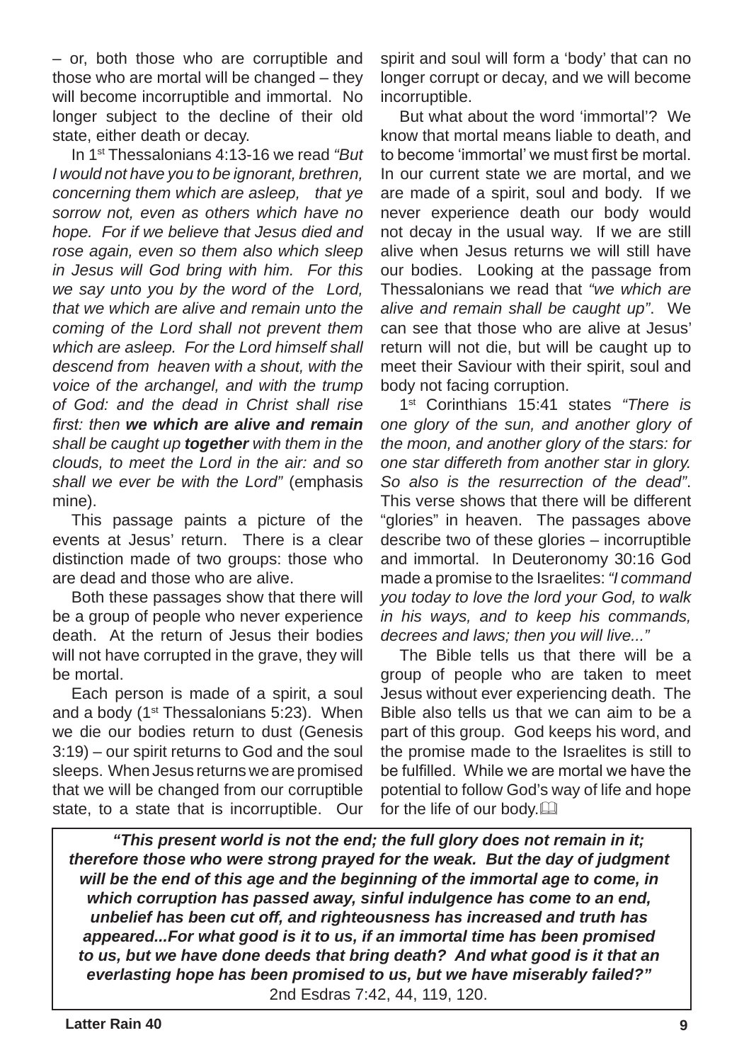– or, both those who are corruptible and those who are mortal will be changed – they will become incorruptible and immortal. No longer subject to the decline of their old state, either death or decay.

In 1st Thessalonians 4:13-16 we read *"But I would not have you to be ignorant, brethren, concerning them which are asleep, that ye sorrow not, even as others which have no hope. For if we believe that Jesus died and rose again, even so them also which sleep in Jesus will God bring with him. For this we say unto you by the word of the Lord, that we which are alive and remain unto the coming of the Lord shall not prevent them which are asleep. For the Lord himself shall descend from heaven with a shout, with the voice of the archangel, and with the trump of God: and the dead in Christ shall rise first: then* ***we which are alive and remain*** *shall be caught up* ***together*** *with them in the clouds, to meet the Lord in the air: and so shall we ever be with the Lord"* (emphasis mine).

This passage paints a picture of the events at Jesus' return. There is a clear distinction made of two groups: those who are dead and those who are alive.

Both these passages show that there will be a group of people who never experience death. At the return of Jesus their bodies will not have corrupted in the grave, they will be mortal.

Each person is made of a spirit, a soul and a body (1st Thessalonians 5:23). When we die our bodies return to dust (Genesis 3:19) – our spirit returns to God and the soul sleeps. When Jesus returns we are promised that we will be changed from our corruptible state, to a state that is incorruptible. Our spirit and soul will form a 'body' that can no longer corrupt or decay, and we will become incorruptible.

But what about the word 'immortal'? We know that mortal means liable to death, and to become 'immortal' we must first be mortal. In our current state we are mortal, and we are made of a spirit, soul and body. If we never experience death our body would not decay in the usual way. If we are still alive when Jesus returns we will still have our bodies. Looking at the passage from Thessalonians we read that *"we which are alive and remain shall be caught up"*. We can see that those who are alive at Jesus' return will not die, but will be caught up to meet their Saviour with their spirit, soul and body not facing corruption.

1st Corinthians 15:41 states *"There is one glory of the sun, and another glory of the moon, and another glory of the stars: for one star differeth from another star in glory. So also is the resurrection of the dead"*. This verse shows that there will be different "glories" in heaven. The passages above describe two of these glories – incorruptible and immortal. In Deuteronomy 30:16 God made a promise to the Israelites: *"I command you today to love the lord your God, to walk in his ways, and to keep his commands, decrees and laws; then you will live..."*

The Bible tells us that there will be a group of people who are taken to meet Jesus without ever experiencing death. The Bible also tells us that we can aim to be a part of this group. God keeps his word, and the promise made to the Israelites is still to be fulfilled. While we are mortal we have the potential to follow God's way of life and hope for the life of our body.

***"This present world is not the end; the full glory does not remain in it; therefore those who were strong prayed for the weak. But the day of judgment will be the end of this age and the beginning of the immortal age to come, in which corruption has passed away, sinful indulgence has come to an end, unbelief has been cut off, and righteousness has increased and truth has appeared...For what good is it to us, if an immortal time has been promised to us, but we have done deeds that bring death? And what good is it that an everlasting hope has been promised to us, but we have miserably failed?"***
2nd Esdras 7:42, 44, 119, 120.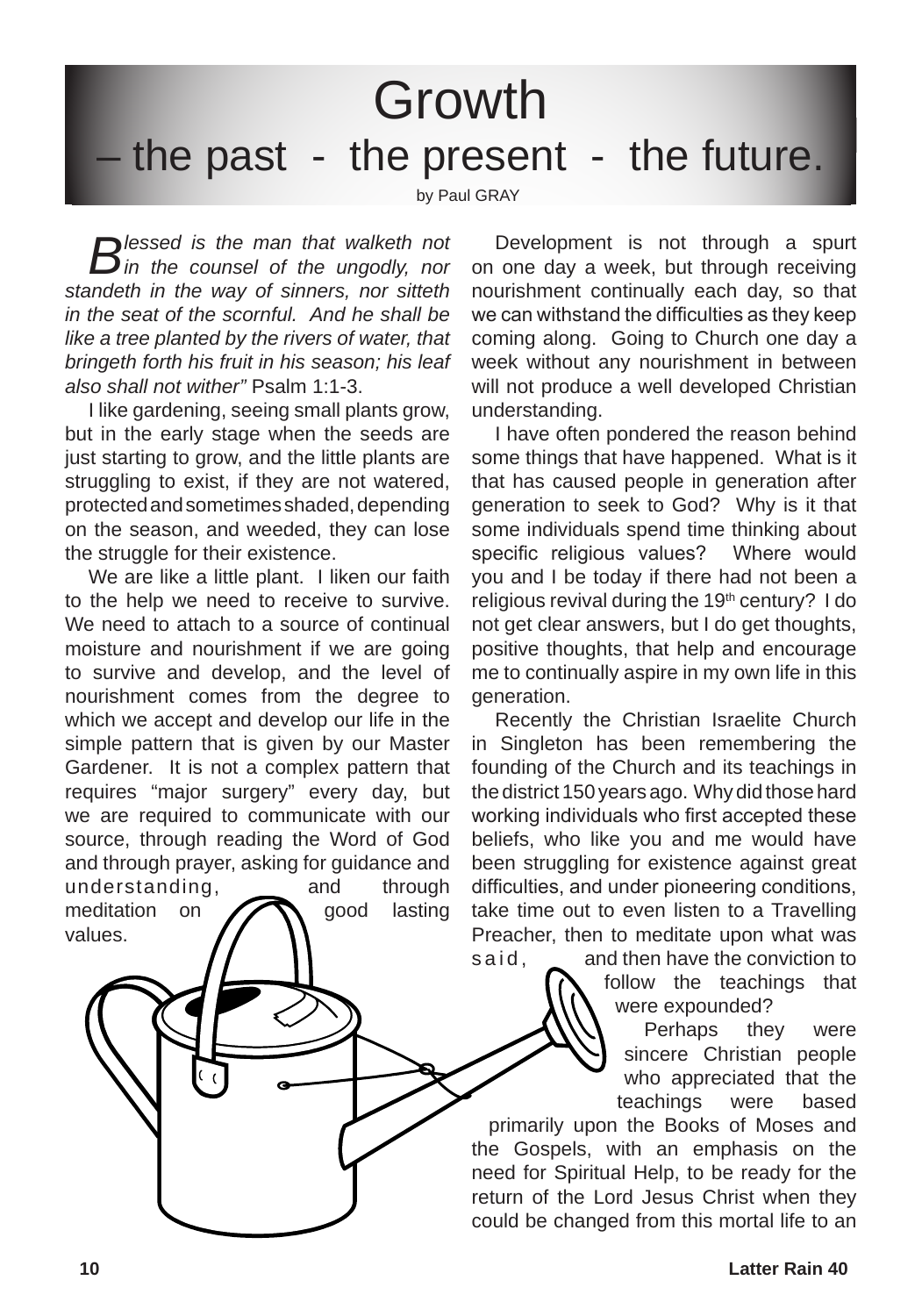# Growth
## – the past - the present - the future.

by Paul GRAY

*Blessed is the man that walketh not in the counsel of the ungodly, nor standeth in the way of sinners, nor sitteth in the seat of the scornful. And he shall be like a tree planted by the rivers of water, that bringeth forth his fruit in his season; his leaf also shall not wither"* Psalm 1:1-3.

I like gardening, seeing small plants grow, but in the early stage when the seeds are just starting to grow, and the little plants are struggling to exist, if they are not watered, protected and sometimes shaded, depending on the season, and weeded, they can lose the struggle for their existence.

We are like a little plant. I liken our faith to the help we need to receive to survive. We need to attach to a source of continual moisture and nourishment if we are going to survive and develop, and the level of nourishment comes from the degree to which we accept and develop our life in the simple pattern that is given by our Master Gardener. It is not a complex pattern that requires "major surgery" every day, but we are required to communicate with our source, through reading the Word of God and through prayer, asking for guidance and understanding, and through meditation on good lasting values.

Development is not through a spurt on one day a week, but through receiving nourishment continually each day, so that we can withstand the difficulties as they keep coming along. Going to Church one day a week without any nourishment in between will not produce a well developed Christian understanding.

I have often pondered the reason behind some things that have happened. What is it that has caused people in generation after generation to seek to God? Why is it that some individuals spend time thinking about specific religious values? Where would you and I be today if there had not been a religious revival during the 19th century? I do not get clear answers, but I do get thoughts, positive thoughts, that help and encourage me to continually aspire in my own life in this generation.

Recently the Christian Israelite Church in Singleton has been remembering the founding of the Church and its teachings in the district 150 years ago. Why did those hard working individuals who first accepted these beliefs, who like you and me would have been struggling for existence against great difficulties, and under pioneering conditions, take time out to even listen to a Travelling Preacher, then to meditate upon what was said, and then have the conviction to follow the teachings that were expounded?

Perhaps they were sincere Christian people who appreciated that the teachings were based primarily upon the Books of Moses and the Gospels, with an emphasis on the need for Spiritual Help, to be ready for the return of the Lord Jesus Christ when they could be changed from this mortal life to an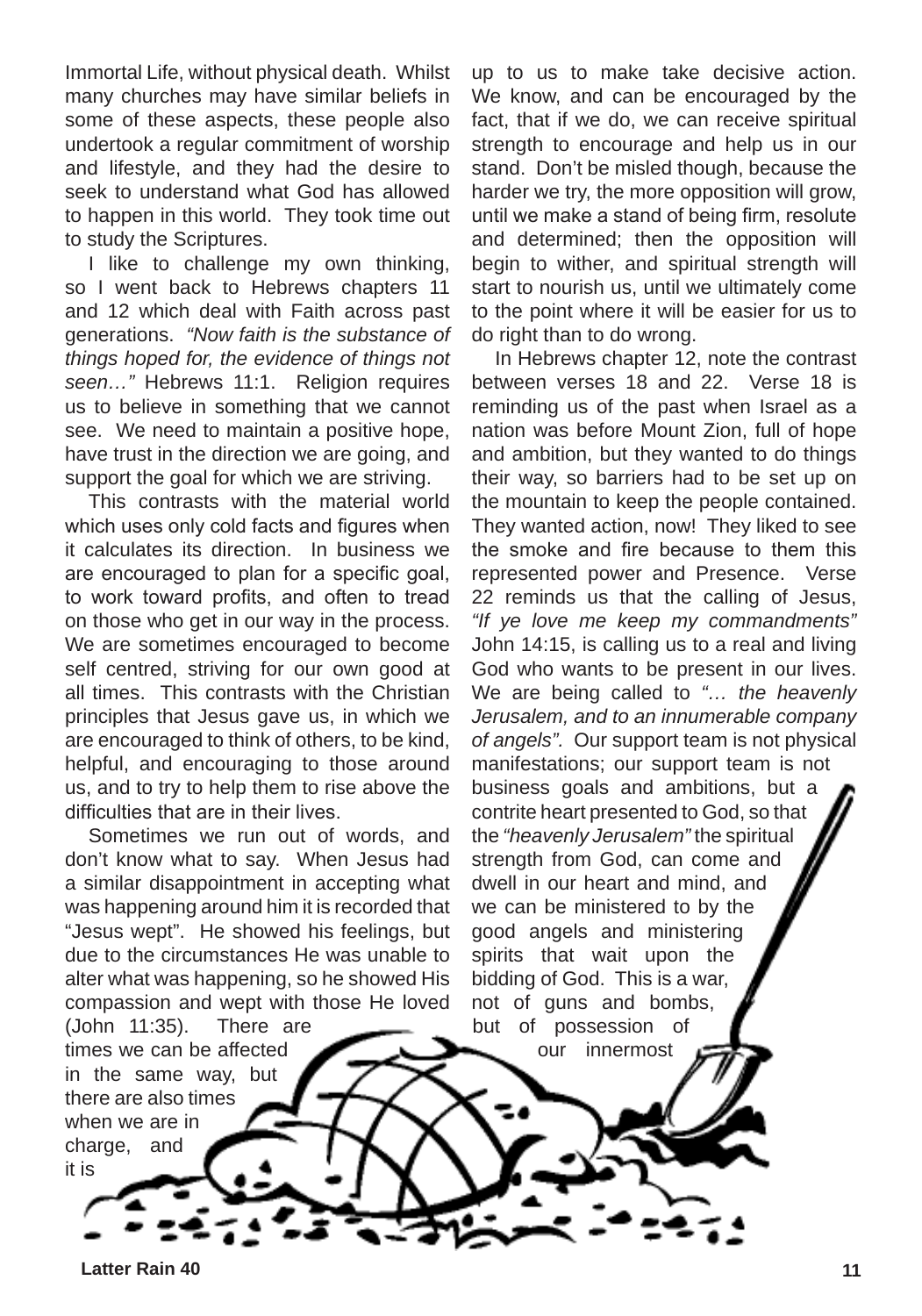Immortal Life, without physical death. Whilst many churches may have similar beliefs in some of these aspects, these people also undertook a regular commitment of worship and lifestyle, and they had the desire to seek to understand what God has allowed to happen in this world. They took time out to study the Scriptures.

I like to challenge my own thinking, so I went back to Hebrews chapters 11 and 12 which deal with Faith across past generations. *"Now faith is the substance of things hoped for, the evidence of things not seen…"* Hebrews 11:1. Religion requires us to believe in something that we cannot see. We need to maintain a positive hope, have trust in the direction we are going, and support the goal for which we are striving.

This contrasts with the material world which uses only cold facts and figures when it calculates its direction. In business we are encouraged to plan for a specific goal, to work toward profits, and often to tread on those who get in our way in the process. We are sometimes encouraged to become self centred, striving for our own good at all times. This contrasts with the Christian principles that Jesus gave us, in which we are encouraged to think of others, to be kind, helpful, and encouraging to those around us, and to try to help them to rise above the difficulties that are in their lives.

Sometimes we run out of words, and don't know what to say. When Jesus had a similar disappointment in accepting what was happening around him it is recorded that "Jesus wept". He showed his feelings, but due to the circumstances He was unable to alter what was happening, so he showed His compassion and wept with those He loved (John 11:35). There are times we can be affected in the same way, but there are also times when we are in charge, and it is up to us to make take decisive action. We know, and can be encouraged by the fact, that if we do, we can receive spiritual strength to encourage and help us in our stand. Don't be misled though, because the harder we try, the more opposition will grow, until we make a stand of being firm, resolute and determined; then the opposition will begin to wither, and spiritual strength will start to nourish us, until we ultimately come to the point where it will be easier for us to do right than to do wrong.

In Hebrews chapter 12, note the contrast between verses 18 and 22. Verse 18 is reminding us of the past when Israel as a nation was before Mount Zion, full of hope and ambition, but they wanted to do things their way, so barriers had to be set up on the mountain to keep the people contained. They wanted action, now! They liked to see the smoke and fire because to them this represented power and Presence. Verse 22 reminds us that the calling of Jesus, *"If ye love me keep my commandments"* John 14:15, is calling us to a real and living God who wants to be present in our lives. We are being called to *"… the heavenly Jerusalem, and to an innumerable company of angels".* Our support team is not physical manifestations; our support team is not business goals and ambitions, but a contrite heart presented to God, so that the *"heavenly Jerusalem"* the spiritual strength from God, can come and dwell in our heart and mind, and we can be ministered to by the good angels and ministering spirits that wait upon the bidding of God. This is a war, not of guns and bombs, but of possession of our innermost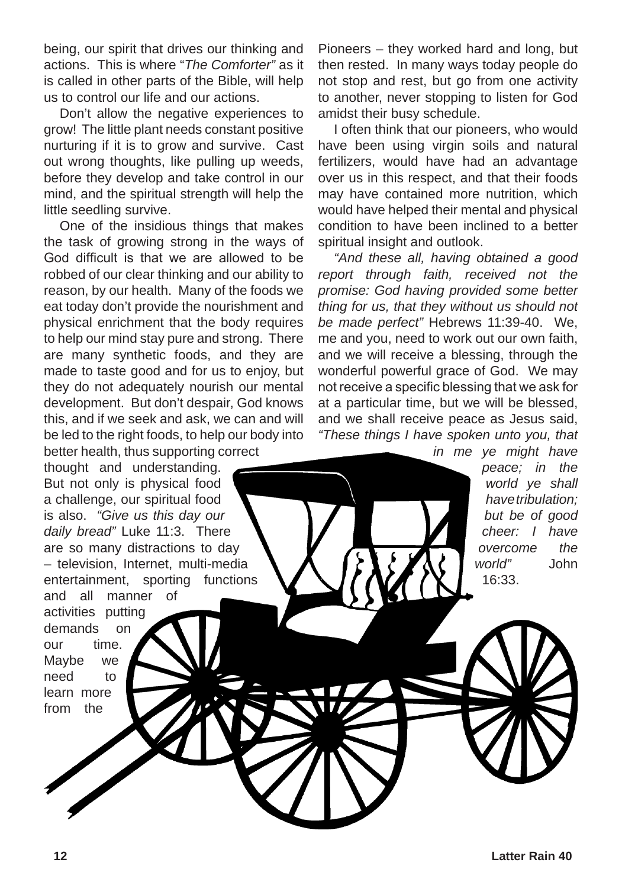being, our spirit that drives our thinking and actions. This is where "*The Comforter"* as it is called in other parts of the Bible, will help us to control our life and our actions.

Don't allow the negative experiences to grow! The little plant needs constant positive nurturing if it is to grow and survive. Cast out wrong thoughts, like pulling up weeds, before they develop and take control in our mind, and the spiritual strength will help the little seedling survive.

One of the insidious things that makes the task of growing strong in the ways of God difficult is that we are allowed to be robbed of our clear thinking and our ability to reason, by our health. Many of the foods we eat today don't provide the nourishment and physical enrichment that the body requires to help our mind stay pure and strong. There are many synthetic foods, and they are made to taste good and for us to enjoy, but they do not adequately nourish our mental development. But don't despair, God knows this, and if we seek and ask, we can and will be led to the right foods, to help our body into better health, thus supporting correct thought and understanding. But not only is physical food a challenge, our spiritual food is also. *"Give us this day our daily bread"* Luke 11:3. There are so many distractions to day – television, Internet, multi-media entertainment, sporting functions and all manner of activities putting demands on our time. Maybe we need to learn more from the Pioneers – they worked hard and long, but then rested. In many ways today people do not stop and rest, but go from one activity to another, never stopping to listen for God amidst their busy schedule.

I often think that our pioneers, who would have been using virgin soils and natural fertilizers, would have had an advantage over us in this respect, and that their foods may have contained more nutrition, which would have helped their mental and physical condition to have been inclined to a better spiritual insight and outlook.

*"And these all, having obtained a good report through faith, received not the promise: God having provided some better thing for us, that they without us should not be made perfect"* Hebrews 11:39-40. We, me and you, need to work out our own faith, and we will receive a blessing, through the wonderful powerful grace of God. We may not receive a specific blessing that we ask for at a particular time, but we will be blessed, and we shall receive peace as Jesus said, *"These things I have spoken unto you, that in me ye might have peace; in the world ye shall have tribulation; but be of good cheer: I have overcome the world"* John 16:33.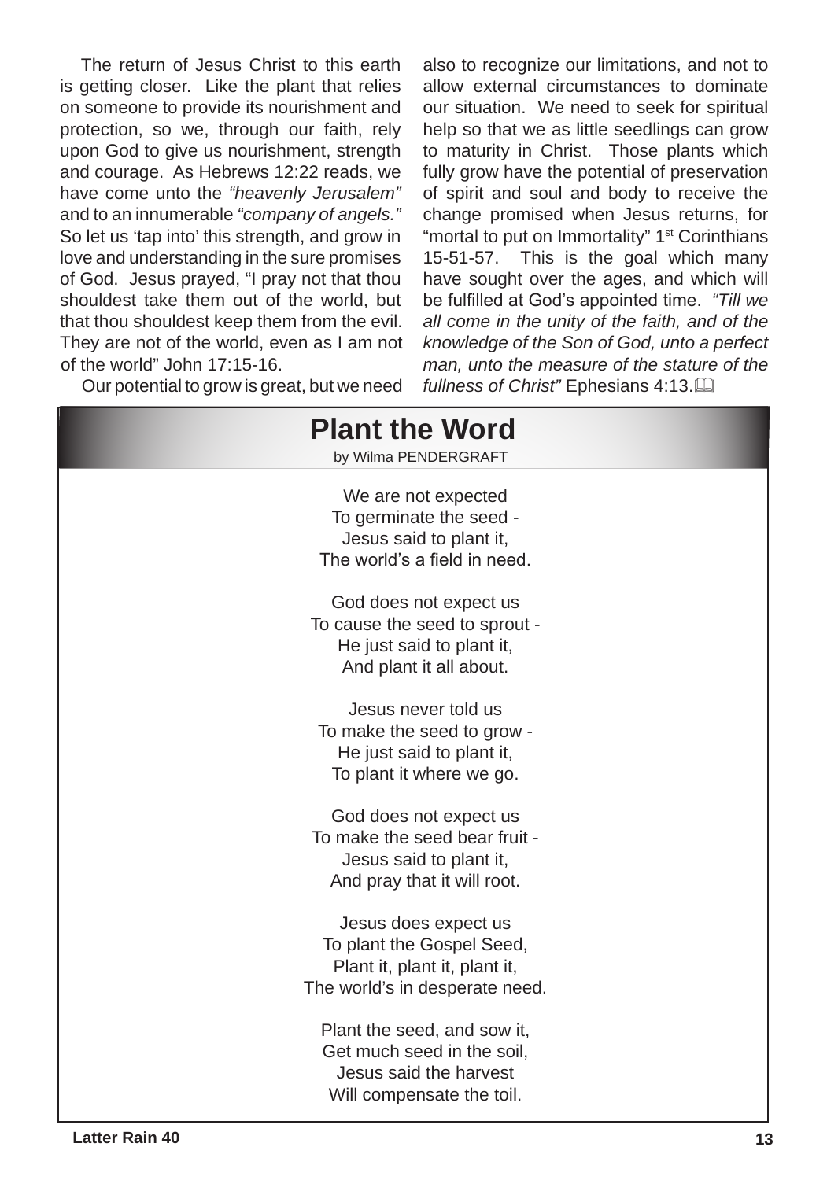The return of Jesus Christ to this earth is getting closer. Like the plant that relies on someone to provide its nourishment and protection, so we, through our faith, rely upon God to give us nourishment, strength and courage. As Hebrews 12:22 reads, we have come unto the *"heavenly Jerusalem"* and to an innumerable *"company of angels."* So let us 'tap into' this strength, and grow in love and understanding in the sure promises of God. Jesus prayed, "I pray not that thou shouldest take them out of the world, but that thou shouldest keep them from the evil. They are not of the world, even as I am not of the world" John 17:15-16.

Our potential to grow is great, but we need also to recognize our limitations, and not to allow external circumstances to dominate our situation. We need to seek for spiritual help so that we as little seedlings can grow to maturity in Christ. Those plants which fully grow have the potential of preservation of spirit and soul and body to receive the change promised when Jesus returns, for "mortal to put on Immortality" 1st Corinthians 15-51-57. This is the goal which many have sought over the ages, and which will be fulfilled at God's appointed time. *"Till we all come in the unity of the faith, and of the knowledge of the Son of God, unto a perfect man, unto the measure of the stature of the fullness of Christ"* Ephesians 4:13.

## Plant the Word

by Wilma PENDERGRAFT

We are not expected
To germinate the seed -
Jesus said to plant it,
The world's a field in need.

God does not expect us
To cause the seed to sprout -
He just said to plant it,
And plant it all about.

Jesus never told us
To make the seed to grow -
He just said to plant it,
To plant it where we go.

God does not expect us
To make the seed bear fruit -
Jesus said to plant it,
And pray that it will root.

Jesus does expect us
To plant the Gospel Seed,
Plant it, plant it, plant it,
The world's in desperate need.

Plant the seed, and sow it,
Get much seed in the soil,
Jesus said the harvest
Will compensate the toil.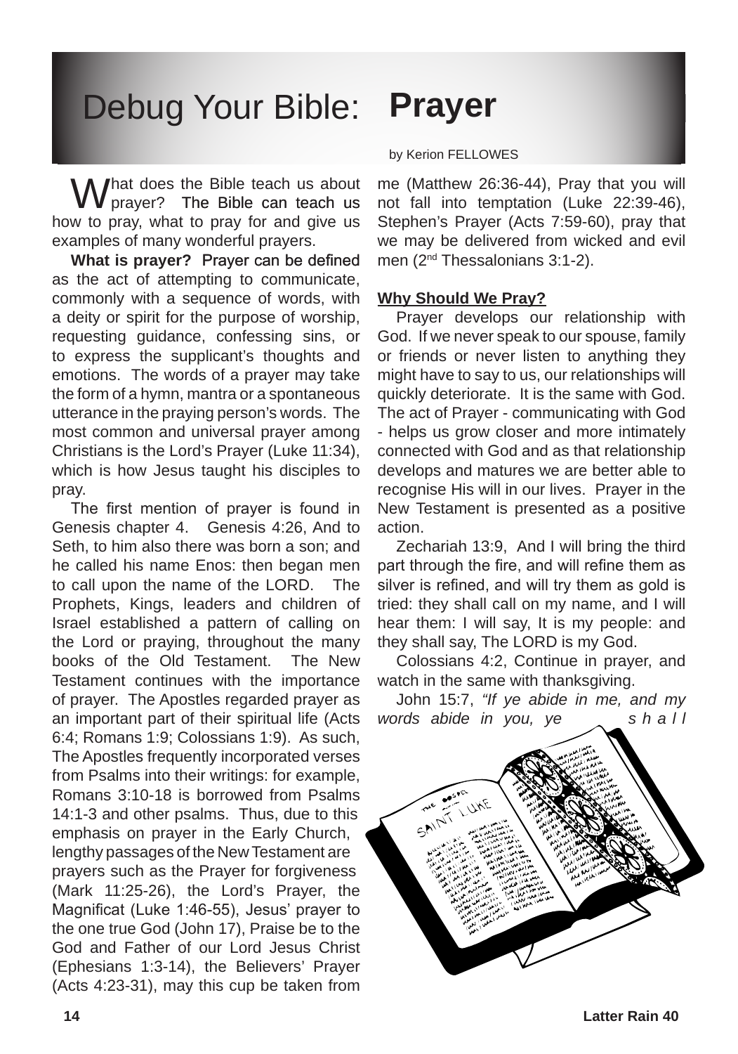# Debug Your Bible: Prayer

by Kerion FELLOWES

What does the Bible teach us about prayer? The Bible can teach us how to pray, what to pray for and give us examples of many wonderful prayers.

**What is prayer?** Prayer can be defined as the act of attempting to communicate, commonly with a sequence of words, with a deity or spirit for the purpose of worship, requesting guidance, confessing sins, or to express the supplicant's thoughts and emotions. The words of a prayer may take the form of a hymn, mantra or a spontaneous utterance in the praying person's words. The most common and universal prayer among Christians is the Lord's Prayer (Luke 11:34), which is how Jesus taught his disciples to pray.

The first mention of prayer is found in Genesis chapter 4. Genesis 4:26, And to Seth, to him also there was born a son; and he called his name Enos: then began men to call upon the name of the LORD. The Prophets, Kings, leaders and children of Israel established a pattern of calling on the Lord or praying, throughout the many books of the Old Testament. The New Testament continues with the importance of prayer. The Apostles regarded prayer as an important part of their spiritual life (Acts 6:4; Romans 1:9; Colossians 1:9). As such, The Apostles frequently incorporated verses from Psalms into their writings: for example, Romans 3:10-18 is borrowed from Psalms 14:1-3 and other psalms. Thus, due to this emphasis on prayer in the Early Church, lengthy passages of the New Testament are prayers such as the Prayer for forgiveness (Mark 11:25-26), the Lord's Prayer, the Magnificat (Luke 1:46-55), Jesus' prayer to the one true God (John 17), Praise be to the God and Father of our Lord Jesus Christ (Ephesians 1:3-14), the Believers' Prayer (Acts 4:23-31), may this cup be taken from me (Matthew 26:36-44), Pray that you will not fall into temptation (Luke 22:39-46), Stephen's Prayer (Acts 7:59-60), pray that we may be delivered from wicked and evil men (2nd Thessalonians 3:1-2).

## Why Should We Pray?

Prayer develops our relationship with God. If we never speak to our spouse, family or friends or never listen to anything they might have to say to us, our relationships will quickly deteriorate. It is the same with God. The act of Prayer - communicating with God - helps us grow closer and more intimately connected with God and as that relationship develops and matures we are better able to recognise His will in our lives. Prayer in the New Testament is presented as a positive action.

Zechariah 13:9, And I will bring the third part through the fire, and will refine them as silver is refined, and will try them as gold is tried: they shall call on my name, and I will hear them: I will say, It is my people: and they shall say, The LORD is my God.

Colossians 4:2, Continue in prayer, and watch in the same with thanksgiving.

John 15:7, *"If ye abide in me, and my words abide in you, ye shall*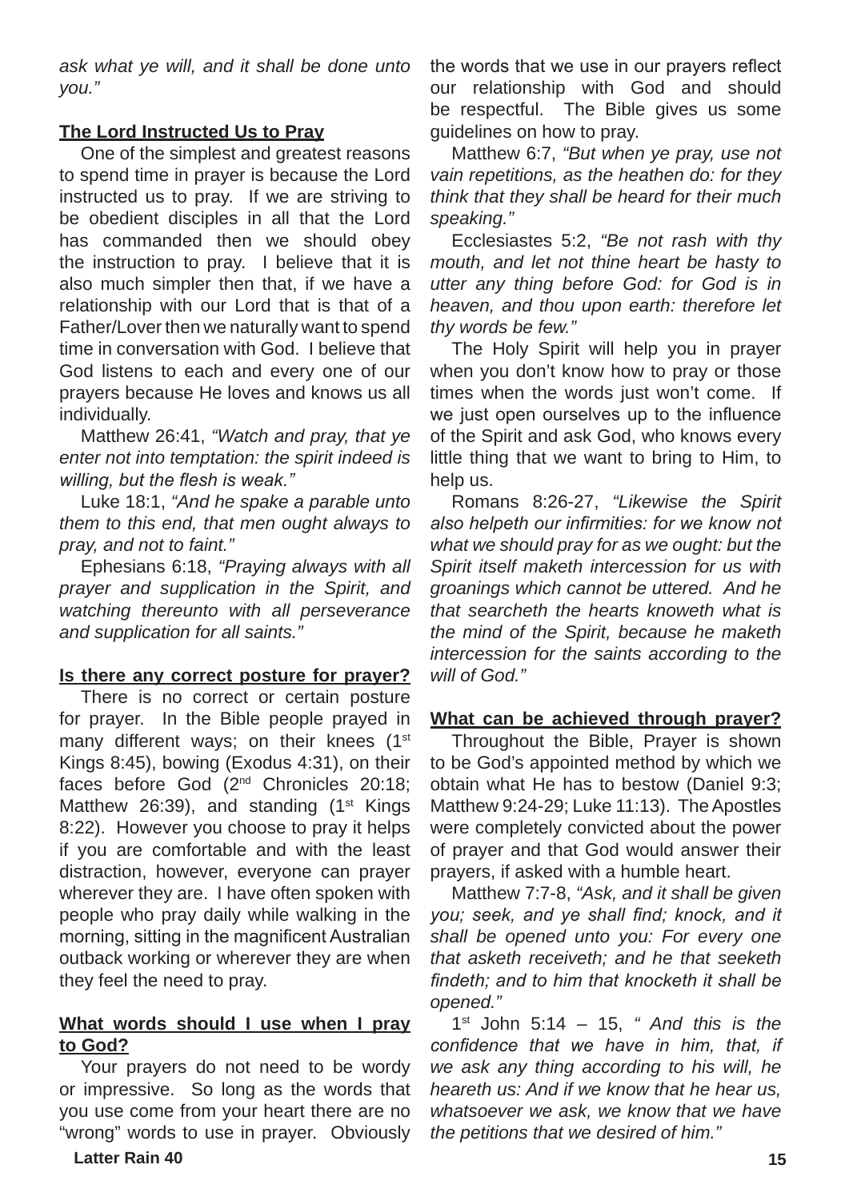*ask what ye will, and it shall be done unto you."*

**The Lord Instructed Us to Pray**

One of the simplest and greatest reasons to spend time in prayer is because the Lord instructed us to pray. If we are striving to be obedient disciples in all that the Lord has commanded then we should obey the instruction to pray. I believe that it is also much simpler then that, if we have a relationship with our Lord that is that of a Father/Lover then we naturally want to spend time in conversation with God. I believe that God listens to each and every one of our prayers because He loves and knows us all individually.

Matthew 26:41, *"Watch and pray, that ye enter not into temptation: the spirit indeed is willing, but the flesh is weak."*

Luke 18:1, *"And he spake a parable unto them to this end, that men ought always to pray, and not to faint."*

Ephesians 6:18, *"Praying always with all prayer and supplication in the Spirit, and watching thereunto with all perseverance and supplication for all saints."*

**Is there any correct posture for prayer?**

There is no correct or certain posture for prayer. In the Bible people prayed in many different ways; on their knees (1st Kings 8:45), bowing (Exodus 4:31), on their faces before God (2nd Chronicles 20:18; Matthew 26:39), and standing (1st Kings 8:22). However you choose to pray it helps if you are comfortable and with the least distraction, however, everyone can prayer wherever they are. I have often spoken with people who pray daily while walking in the morning, sitting in the magnificent Australian outback working or wherever they are when they feel the need to pray.

**What words should I use when I pray to God?**

Your prayers do not need to be wordy or impressive. So long as the words that you use come from your heart there are no "wrong" words to use in prayer. Obviously the words that we use in our prayers reflect our relationship with God and should be respectful. The Bible gives us some guidelines on how to pray.

Matthew 6:7, *"But when ye pray, use not vain repetitions, as the heathen do: for they think that they shall be heard for their much speaking."*

Ecclesiastes 5:2, *"Be not rash with thy mouth, and let not thine heart be hasty to utter any thing before God: for God is in heaven, and thou upon earth: therefore let thy words be few."*

The Holy Spirit will help you in prayer when you don't know how to pray or those times when the words just won't come. If we just open ourselves up to the influence of the Spirit and ask God, who knows every little thing that we want to bring to Him, to help us.

Romans 8:26-27, *"Likewise the Spirit also helpeth our infirmities: for we know not what we should pray for as we ought: but the Spirit itself maketh intercession for us with groanings which cannot be uttered. And he that searcheth the hearts knoweth what is the mind of the Spirit, because he maketh intercession for the saints according to the will of God."*

**What can be achieved through prayer?**

Throughout the Bible, Prayer is shown to be God's appointed method by which we obtain what He has to bestow (Daniel 9:3; Matthew 9:24-29; Luke 11:13). The Apostles were completely convicted about the power of prayer and that God would answer their prayers, if asked with a humble heart.

Matthew 7:7-8, *"Ask, and it shall be given you; seek, and ye shall find; knock, and it shall be opened unto you: For every one that asketh receiveth; and he that seeketh findeth; and to him that knocketh it shall be opened."*

1st John 5:14 – 15, *" And this is the confidence that we have in him, that, if we ask any thing according to his will, he heareth us: And if we know that he hear us, whatsoever we ask, we know that we have the petitions that we desired of him."*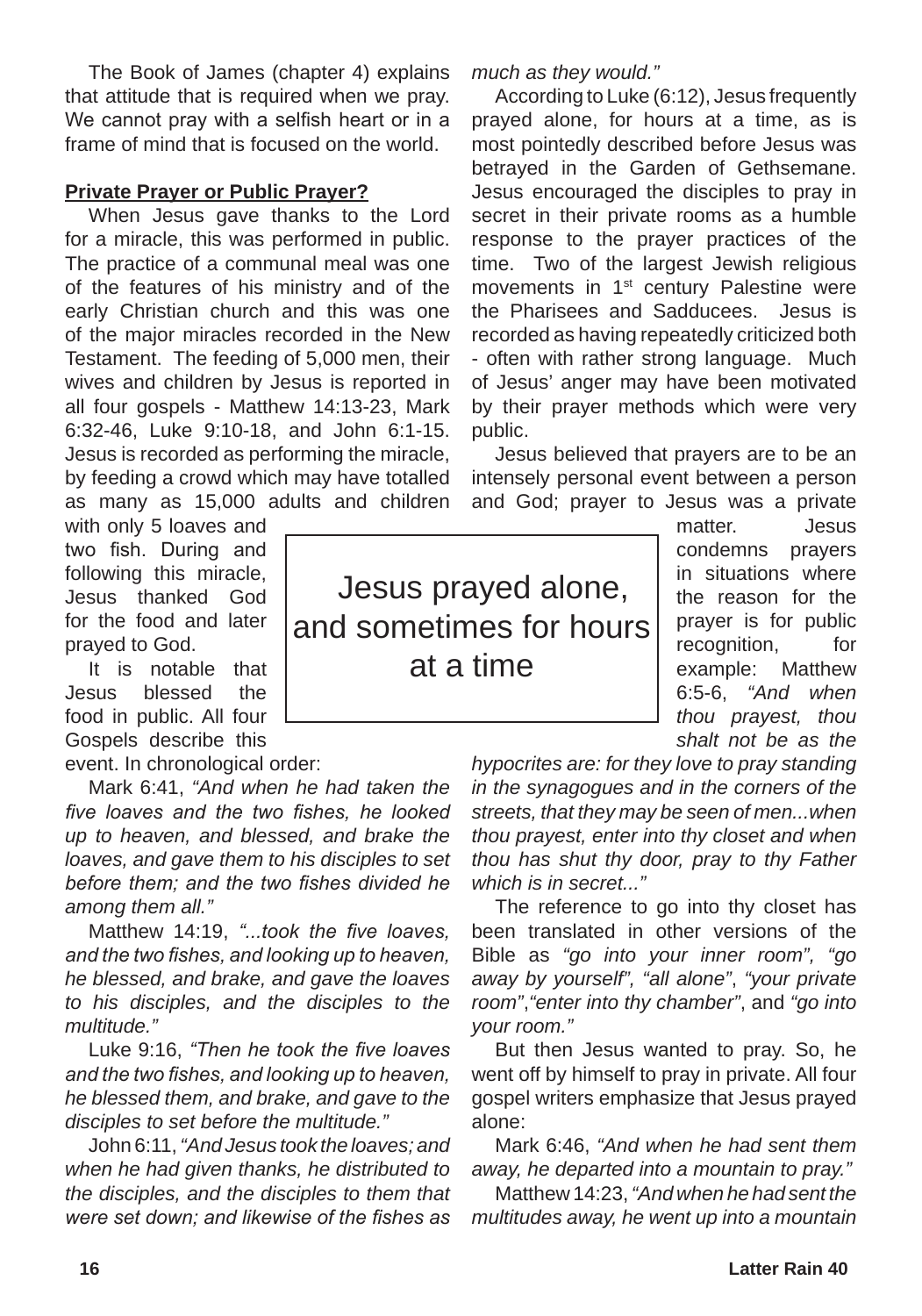The Book of James (chapter 4) explains that attitude that is required when we pray. We cannot pray with a selfish heart or in a frame of mind that is focused on the world.

**Private Prayer or Public Prayer?**

When Jesus gave thanks to the Lord for a miracle, this was performed in public. The practice of a communal meal was one of the features of his ministry and of the early Christian church and this was one of the major miracles recorded in the New Testament. The feeding of 5,000 men, their wives and children by Jesus is reported in all four gospels - Matthew 14:13-23, Mark 6:32-46, Luke 9:10-18, and John 6:1-15. Jesus is recorded as performing the miracle, by feeding a crowd which may have totalled as many as 15,000 adults and children with only 5 loaves and two fish. During and following this miracle, Jesus thanked God for the food and later prayed to God.

It is notable that Jesus blessed the food in public. All four Gospels describe this event. In chronological order:

Mark 6:41, *"And when he had taken the five loaves and the two fishes, he looked up to heaven, and blessed, and brake the loaves, and gave them to his disciples to set before them; and the two fishes divided he among them all."*

Matthew 14:19, *"...took the five loaves, and the two fishes, and looking up to heaven, he blessed, and brake, and gave the loaves to his disciples, and the disciples to the multitude."*

Luke 9:16, *"Then he took the five loaves and the two fishes, and looking up to heaven, he blessed them, and brake, and gave to the disciples to set before the multitude."*

John 6:11, *"And Jesus took the loaves; and when he had given thanks, he distributed to the disciples, and the disciples to them that were set down; and likewise of the fishes as much as they would."*

According to Luke (6:12), Jesus frequently prayed alone, for hours at a time, as is most pointedly described before Jesus was betrayed in the Garden of Gethsemane. Jesus encouraged the disciples to pray in secret in their private rooms as a humble response to the prayer practices of the time. Two of the largest Jewish religious movements in 1st century Palestine were the Pharisees and Sadducees. Jesus is recorded as having repeatedly criticized both - often with rather strong language. Much of Jesus' anger may have been motivated by their prayer methods which were very public.

Jesus believed that prayers are to be an intensely personal event between a person and God; prayer to Jesus was a private matter. Jesus condemns prayers in situations where the reason for the prayer is for public recognition, for example: Matthew 6:5-6, *"And when thou prayest, thou shalt not be as the hypocrites are: for they love to pray standing in the synagogues and in the corners of the streets, that they may be seen of men...when thou prayest, enter into thy closet and when thou has shut thy door, pray to thy Father which is in secret..."*

> Jesus prayed alone, and sometimes for hours at a time

The reference to go into thy closet has been translated in other versions of the Bible as *"go into your inner room"*, *"go away by yourself"*, *"all alone"*, *"your private room"*, *"enter into thy chamber"*, and *"go into your room."*

But then Jesus wanted to pray. So, he went off by himself to pray in private. All four gospel writers emphasize that Jesus prayed alone:

Mark 6:46, *"And when he had sent them away, he departed into a mountain to pray."*

Matthew 14:23, *"And when he had sent the multitudes away, he went up into a mountain*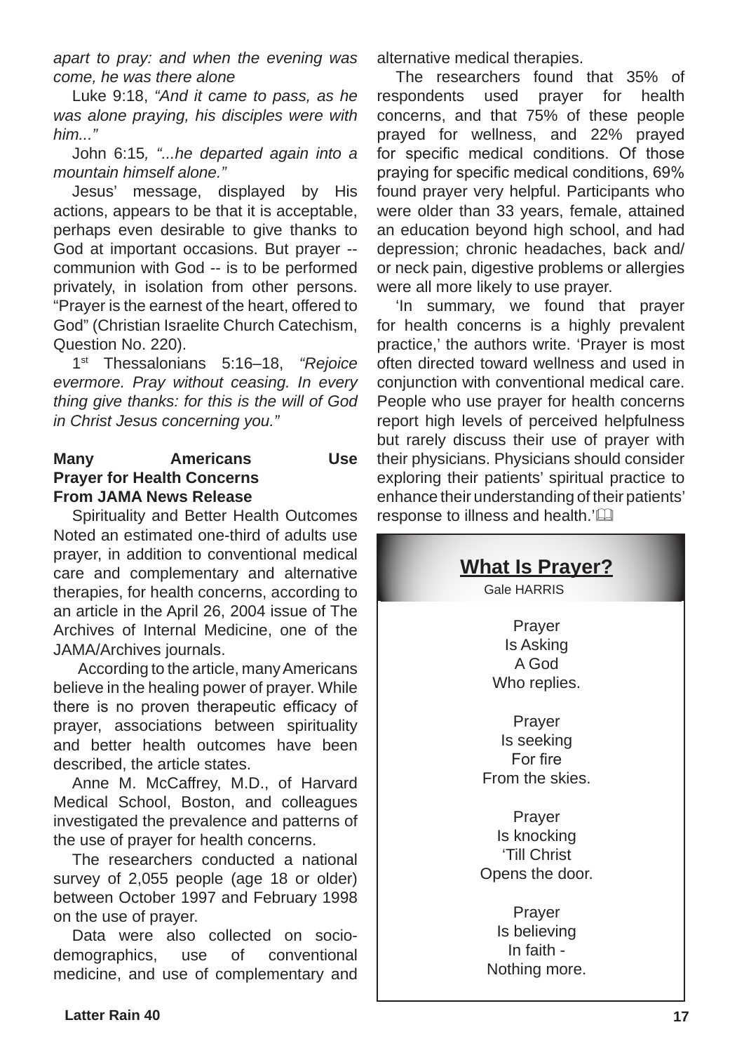*apart to pray: and when the evening was come, he was there alone*

Luke 9:18, *"And it came to pass, as he was alone praying, his disciples were with him..."*

John 6:15, *"...he departed again into a mountain himself alone."*

Jesus' message, displayed by His actions, appears to be that it is acceptable, perhaps even desirable to give thanks to God at important occasions. But prayer -- communion with God -- is to be performed privately, in isolation from other persons. "Prayer is the earnest of the heart, offered to God" (Christian Israelite Church Catechism, Question No. 220).

1st Thessalonians 5:16–18, *"Rejoice evermore. Pray without ceasing. In every thing give thanks: for this is the will of God in Christ Jesus concerning you."*

**Many Americans Use Prayer for Health Concerns**
**From JAMA News Release**

Spirituality and Better Health Outcomes Noted an estimated one-third of adults use prayer, in addition to conventional medical care and complementary and alternative therapies, for health concerns, according to an article in the April 26, 2004 issue of The Archives of Internal Medicine, one of the JAMA/Archives journals.

According to the article, many Americans believe in the healing power of prayer. While there is no proven therapeutic efficacy of prayer, associations between spirituality and better health outcomes have been described, the article states.

Anne M. McCaffrey, M.D., of Harvard Medical School, Boston, and colleagues investigated the prevalence and patterns of the use of prayer for health concerns.

The researchers conducted a national survey of 2,055 people (age 18 or older) between October 1997 and February 1998 on the use of prayer.

Data were also collected on socio-demographics, use of conventional medicine, and use of complementary and alternative medical therapies.

The researchers found that 35% of respondents used prayer for health concerns, and that 75% of these people prayed for wellness, and 22% prayed for specific medical conditions. Of those praying for specific medical conditions, 69% found prayer very helpful. Participants who were older than 33 years, female, attained an education beyond high school, and had depression; chronic headaches, back and/or neck pain, digestive problems or allergies were all more likely to use prayer.

'In summary, we found that prayer for health concerns is a highly prevalent practice,' the authors write. 'Prayer is most often directed toward wellness and used in conjunction with conventional medical care. People who use prayer for health concerns report high levels of perceived helpfulness but rarely discuss their use of prayer with their physicians. Physicians should consider exploring their patients' spiritual practice to enhance their understanding of their patients' response to illness and health.'

## What Is Prayer?

Gale HARRIS

Prayer
Is Asking
A God
Who replies.

Prayer
Is seeking
For fire
From the skies.

Prayer
Is knocking
'Till Christ
Opens the door.

Prayer
Is believing
In faith -
Nothing more.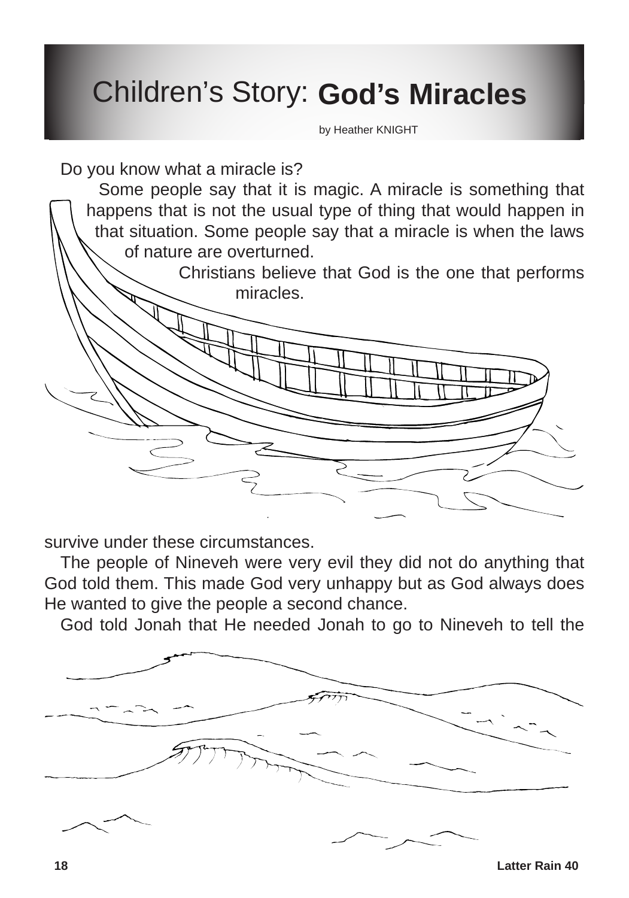# Children's Story: God's Miracles

by Heather KNIGHT

Do you know what a miracle is?

Some people say that it is magic. A miracle is something that happens that is not the usual type of thing that would happen in that situation. Some people say that a miracle is when the laws of nature are overturned.

Christians believe that God is the one that performs miracles.

survive under these circumstances.

The people of Nineveh were very evil they did not do anything that God told them. This made God very unhappy but as God always does He wanted to give the people a second chance.

God told Jonah that He needed Jonah to go to Nineveh to tell the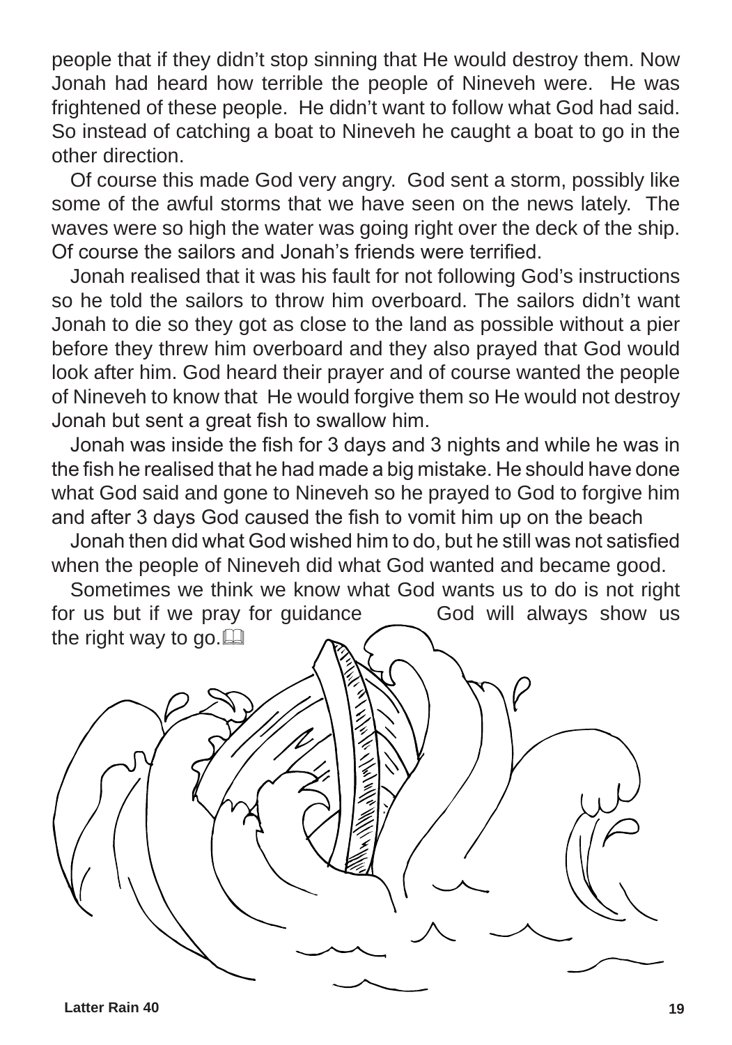people that if they didn't stop sinning that He would destroy them. Now Jonah had heard how terrible the people of Nineveh were. He was frightened of these people. He didn't want to follow what God had said. So instead of catching a boat to Nineveh he caught a boat to go in the other direction.

Of course this made God very angry. God sent a storm, possibly like some of the awful storms that we have seen on the news lately. The waves were so high the water was going right over the deck of the ship. Of course the sailors and Jonah's friends were terrified.

Jonah realised that it was his fault for not following God's instructions so he told the sailors to throw him overboard. The sailors didn't want Jonah to die so they got as close to the land as possible without a pier before they threw him overboard and they also prayed that God would look after him. God heard their prayer and of course wanted the people of Nineveh to know that He would forgive them so He would not destroy Jonah but sent a great fish to swallow him.

Jonah was inside the fish for 3 days and 3 nights and while he was in the fish he realised that he had made a big mistake. He should have done what God said and gone to Nineveh so he prayed to God to forgive him and after 3 days God caused the fish to vomit him up on the beach

Jonah then did what God wished him to do, but he still was not satisfied when the people of Nineveh did what God wanted and became good.

Sometimes we think we know what God wants us to do is not right for us but if we pray for guidance God will always show us the right way to go. 📖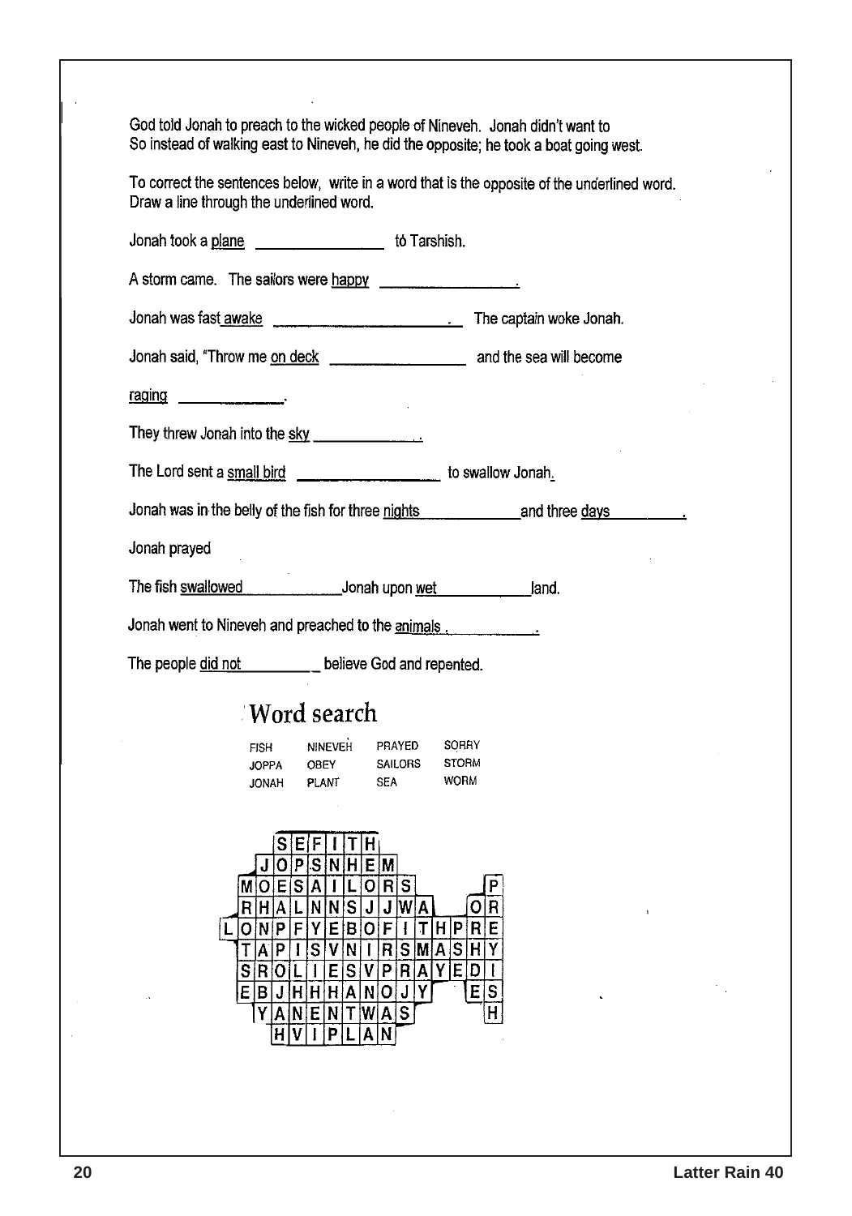God told Jonah to preach to the wicked people of Nineveh. Jonah didn't want to So instead of walking east to Nineveh, he did the opposite; he took a boat going west.

To correct the sentences below, write in a word that is the opposite of the underlined word. Draw a line through the underlined word.

Jonah took a plane _______________ to Tarshish.

A storm came. The sailors were happy _______________.

Jonah was fast awake _______________. The captain woke Jonah.

Jonah said, "Throw me on deck _______________ and the sea will become

raging _______________.

They threw Jonah into the sky _______________.

The Lord sent a small bird _______________ to swallow Jonah.

Jonah was in the belly of the fish for three nights _______________ and three days _______________.

Jonah prayed

The fish swallowed _______________ Jonah upon wet _______________ land.

Jonah went to Nineveh and preached to the animals. _______________.

The people did not _______________ believe God and repented.

## Word search

| | | | |
|---|---|---|---|
| FISH | NINEVEH | PRAYED | SORRY |
| JOPPA | OBEY | SAILORS | STORM |
| JONAH | PLANT | SEA | WORM |

```
      S E F I T H
    J O P S N H E M
  M O E S A I L O R S           P
  R H A L N N S J J W A       O R
L O N P F Y E B O F I T H P R E
  T A P I S V N I R S M A S H Y
  S R O L I E S V P R A Y E D I
  E B J H H H A N O J Y       E S
    Y A N E N T W A S           H
      H V I P L A N
```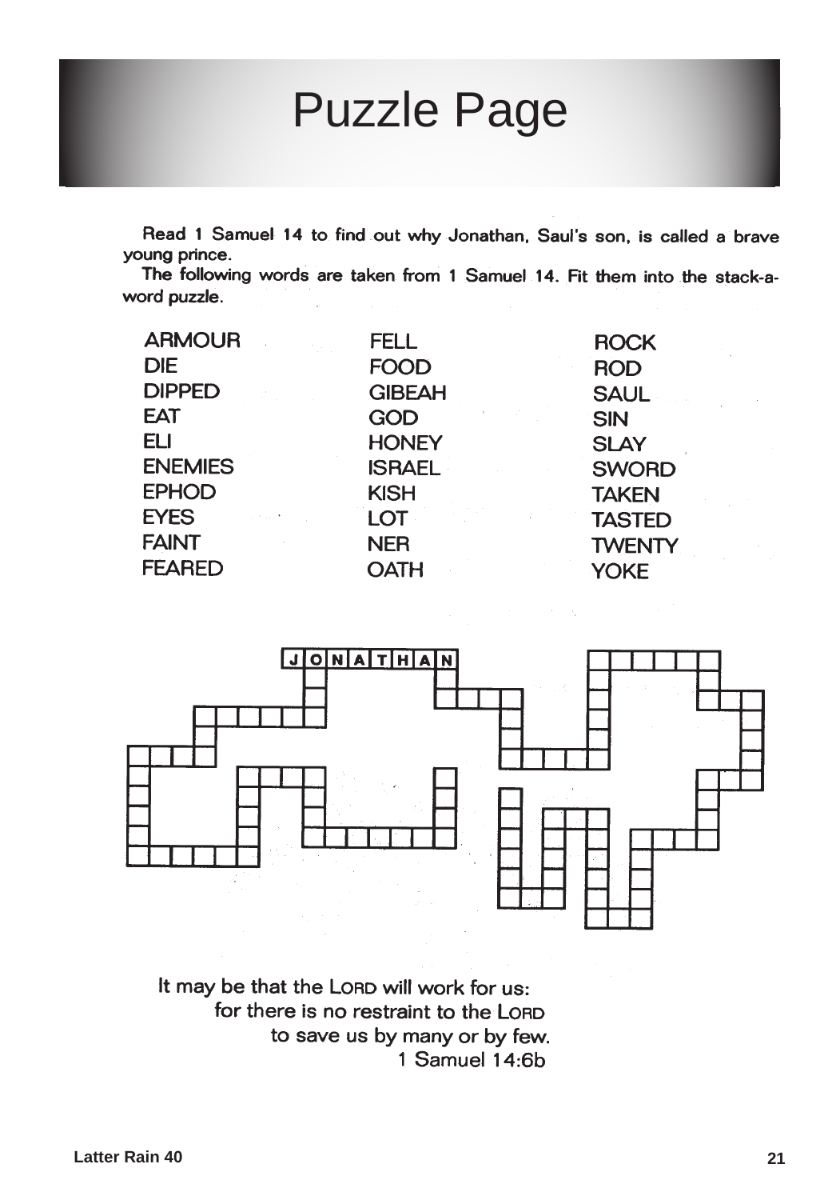# Puzzle Page

Read 1 Samuel 14 to find out why Jonathan, Saul's son, is called a brave young prince.

The following words are taken from 1 Samuel 14. Fit them into the stack-a-word puzzle.

| | | |
|---|---|---|
| ARMOUR | FELL | ROCK |
| DIE | FOOD | ROD |
| DIPPED | GIBEAH | SAUL |
| EAT | GOD | SIN |
| ELI | HONEY | SLAY |
| ENEMIES | ISRAEL | SWORD |
| EPHOD | KISH | TAKEN |
| EYES | LOT | TASTED |
| FAINT | NER | TWENTY |
| FEARED | OATH | YOKE |

J O N A T H A N

It may be that the LORD will work for us:
for there is no restraint to the LORD
to save us by many or by few.
1 Samuel 14:6b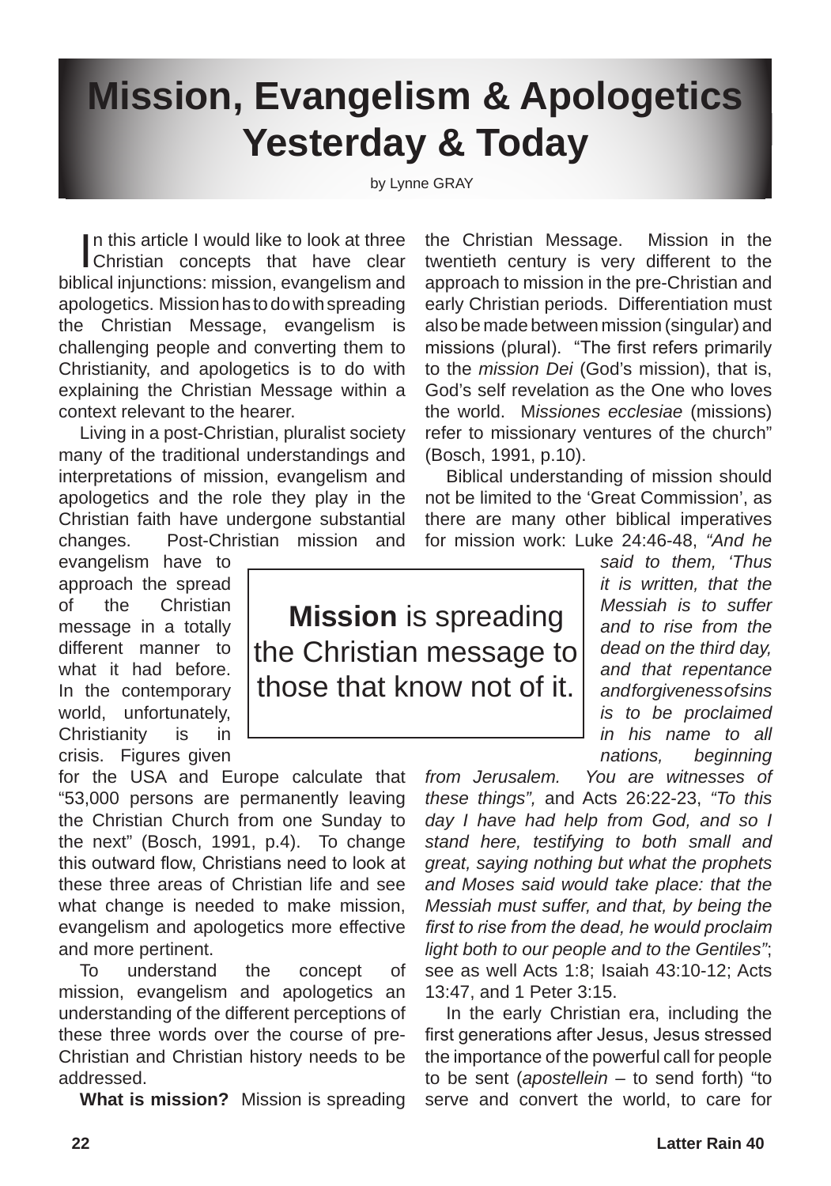# Mission, Evangelism & Apologetics Yesterday & Today

by Lynne GRAY

In this article I would like to look at three Christian concepts that have clear biblical injunctions: mission, evangelism and apologetics. Mission has to do with spreading the Christian Message, evangelism is challenging people and converting them to Christianity, and apologetics is to do with explaining the Christian Message within a context relevant to the hearer.

Living in a post-Christian, pluralist society many of the traditional understandings and interpretations of mission, evangelism and apologetics and the role they play in the Christian faith have undergone substantial changes. Post-Christian mission and evangelism have to approach the spread of the Christian message in a totally different manner to what it had before. In the contemporary world, unfortunately, Christianity is in crisis. Figures given for the USA and Europe calculate that "53,000 persons are permanently leaving the Christian Church from one Sunday to the next" (Bosch, 1991, p.4). To change this outward flow, Christians need to look at these three areas of Christian life and see what change is needed to make mission, evangelism and apologetics more effective and more pertinent.

> **Mission** is spreading the Christian message to those that know not of it.

To understand the concept of mission, evangelism and apologetics an understanding of the different perceptions of these three words over the course of pre-Christian and Christian history needs to be addressed.

**What is mission?** Mission is spreading the Christian Message. Mission in the twentieth century is very different to the approach to mission in the pre-Christian and early Christian periods. Differentiation must also be made between mission (singular) and missions (plural). "The first refers primarily to the *mission Dei* (God's mission), that is, God's self revelation as the One who loves the world. M*issiones ecclesiae* (missions) refer to missionary ventures of the church" (Bosch, 1991, p.10).

Biblical understanding of mission should not be limited to the 'Great Commission', as there are many other biblical imperatives for mission work: Luke 24:46-48, *"And he said to them, 'Thus it is written, that the Messiah is to suffer and to rise from the dead on the third day, and that repentance and forgiveness of sins is to be proclaimed in his name to all nations, beginning from Jerusalem. You are witnesses of these things",* and Acts 26:22-23, *"To this day I have had help from God, and so I stand here, testifying to both small and great, saying nothing but what the prophets and Moses said would take place: that the Messiah must suffer, and that, by being the first to rise from the dead, he would proclaim light both to our people and to the Gentiles"*; see as well Acts 1:8; Isaiah 43:10-12; Acts 13:47, and 1 Peter 3:15.

In the early Christian era, including the first generations after Jesus, Jesus stressed the importance of the powerful call for people to be sent (*apostellein* – to send forth) "to serve and convert the world, to care for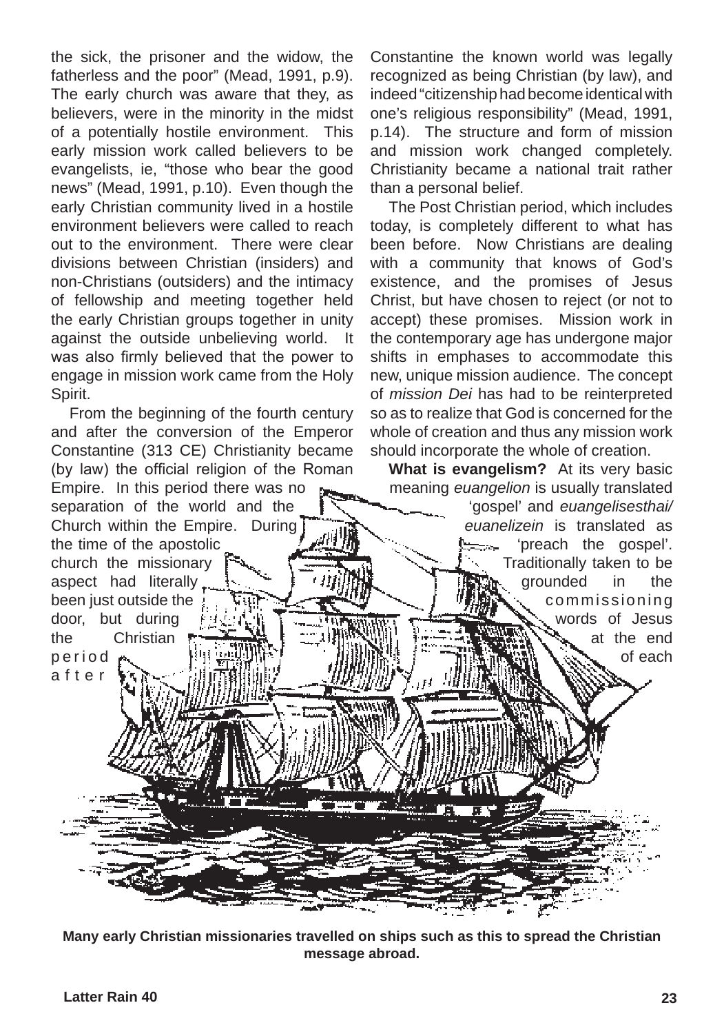the sick, the prisoner and the widow, the fatherless and the poor" (Mead, 1991, p.9). The early church was aware that they, as believers, were in the minority in the midst of a potentially hostile environment. This early mission work called believers to be evangelists, ie, "those who bear the good news" (Mead, 1991, p.10). Even though the early Christian community lived in a hostile environment believers were called to reach out to the environment. There were clear divisions between Christian (insiders) and non-Christians (outsiders) and the intimacy of fellowship and meeting together held the early Christian groups together in unity against the outside unbelieving world. It was also firmly believed that the power to engage in mission work came from the Holy Spirit.

From the beginning of the fourth century and after the conversion of the Emperor Constantine (313 CE) Christianity became (by law) the official religion of the Roman Empire. In this period there was no separation of the world and the Church within the Empire. During the time of the apostolic church the missionary aspect had literally been just outside the door, but during the Christian period after Constantine the known world was legally recognized as being Christian (by law), and indeed "citizenship had become identical with one's religious responsibility" (Mead, 1991, p.14). The structure and form of mission and mission work changed completely. Christianity became a national trait rather than a personal belief.

The Post Christian period, which includes today, is completely different to what has been before. Now Christians are dealing with a community that knows of God's existence, and the promises of Jesus Christ, but have chosen to reject (or not to accept) these promises. Mission work in the contemporary age has undergone major shifts in emphases to accommodate this new, unique mission audience. The concept of *mission Dei* has had to be reinterpreted so as to realize that God is concerned for the whole of creation and thus any mission work should incorporate the whole of creation.

**What is evangelism?** At its very basic meaning *euangelion* is usually translated 'gospel' and *euangelisesthai/ euanelizein* is translated as 'preach the gospel'. Traditionally taken to be grounded in the commissioning words of Jesus at the end of each

**Many early Christian missionaries travelled on ships such as this to spread the Christian message abroad.**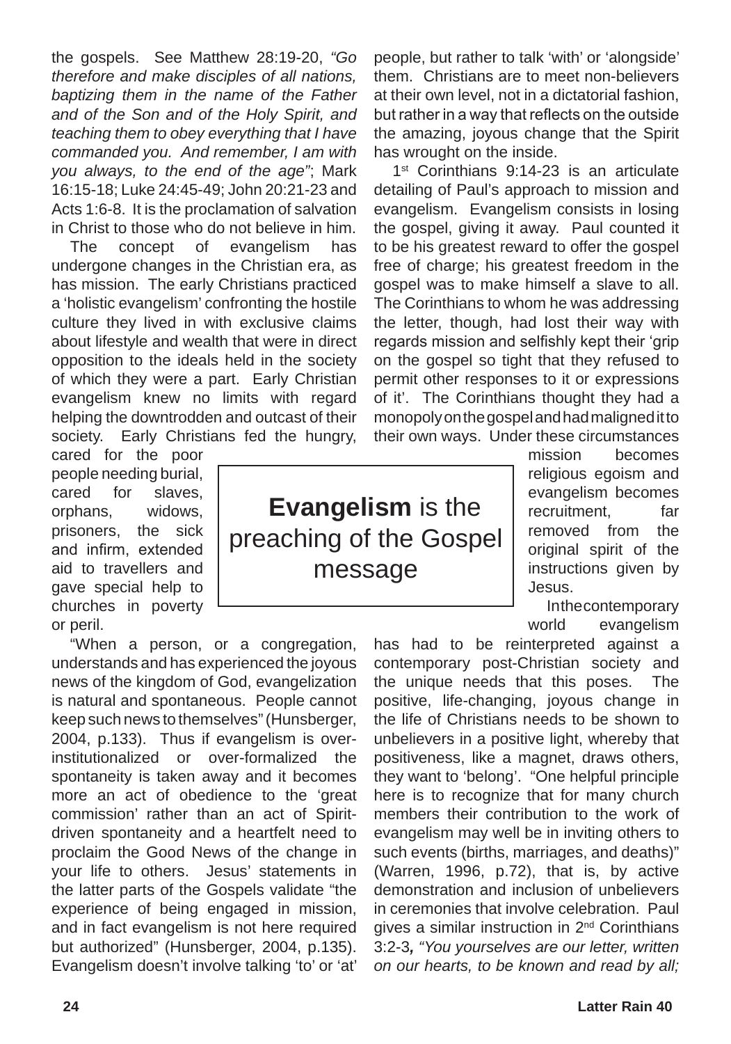the gospels. See Matthew 28:19-20, *"Go therefore and make disciples of all nations, baptizing them in the name of the Father and of the Son and of the Holy Spirit, and teaching them to obey everything that I have commanded you. And remember, I am with you always, to the end of the age"*; Mark 16:15-18; Luke 24:45-49; John 20:21-23 and Acts 1:6-8. It is the proclamation of salvation in Christ to those who do not believe in him.

The concept of evangelism has undergone changes in the Christian era, as has mission. The early Christians practiced a 'holistic evangelism' confronting the hostile culture they lived in with exclusive claims about lifestyle and wealth that were in direct opposition to the ideals held in the society of which they were a part. Early Christian evangelism knew no limits with regard helping the downtrodden and outcast of their society. Early Christians fed the hungry, cared for the poor people needing burial, cared for slaves, orphans, widows, prisoners, the sick and infirm, extended aid to travellers and gave special help to churches in poverty or peril.

> **Evangelism** is the preaching of the Gospel message

"When a person, or a congregation, understands and has experienced the joyous news of the kingdom of God, evangelization is natural and spontaneous. People cannot keep such news to themselves" (Hunsberger, 2004, p.133). Thus if evangelism is over-institutionalized or over-formalized the spontaneity is taken away and it becomes more an act of obedience to the 'great commission' rather than an act of Spirit-driven spontaneity and a heartfelt need to proclaim the Good News of the change in your life to others. Jesus' statements in the latter parts of the Gospels validate "the experience of being engaged in mission, and in fact evangelism is not here required but authorized" (Hunsberger, 2004, p.135). Evangelism doesn't involve talking 'to' or 'at' people, but rather to talk 'with' or 'alongside' them. Christians are to meet non-believers at their own level, not in a dictatorial fashion, but rather in a way that reflects on the outside the amazing, joyous change that the Spirit has wrought on the inside.

1st Corinthians 9:14-23 is an articulate detailing of Paul's approach to mission and evangelism. Evangelism consists in losing the gospel, giving it away. Paul counted it to be his greatest reward to offer the gospel free of charge; his greatest freedom in the gospel was to make himself a slave to all. The Corinthians to whom he was addressing the letter, though, had lost their way with regards mission and selfishly kept their 'grip on the gospel so tight that they refused to permit other responses to it or expressions of it'. The Corinthians thought they had a monopoly on the gospel and had maligned it to their own ways. Under these circumstances mission becomes religious egoism and evangelism becomes recruitment, far removed from the original spirit of the instructions given by Jesus.

In the contemporary world evangelism has had to be reinterpreted against a contemporary post-Christian society and the unique needs that this poses. The positive, life-changing, joyous change in the life of Christians needs to be shown to unbelievers in a positive light, whereby that positiveness, like a magnet, draws others, they want to 'belong'. "One helpful principle here is to recognize that for many church members their contribution to the work of evangelism may well be in inviting others to such events (births, marriages, and deaths)" (Warren, 1996, p.72), that is, by active demonstration and inclusion of unbelievers in ceremonies that involve celebration. Paul gives a similar instruction in 2nd Corinthians 3:2-3, *"You yourselves are our letter, written on our hearts, to be known and read by all;*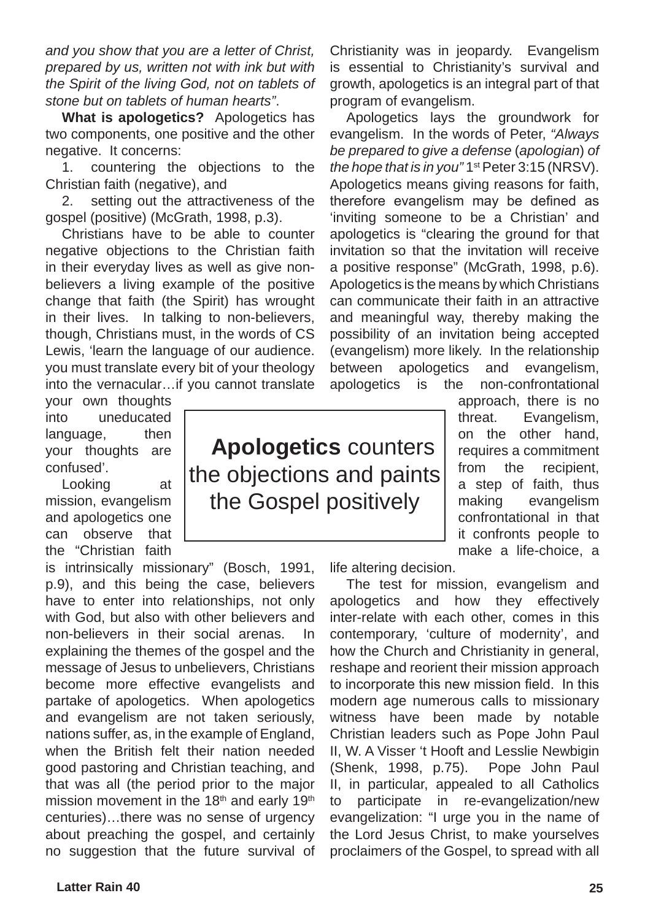*and you show that you are a letter of Christ, prepared by us, written not with ink but with the Spirit of the living God, not on tablets of stone but on tablets of human hearts"*.

**What is apologetics?** Apologetics has two components, one positive and the other negative. It concerns:

1. countering the objections to the Christian faith (negative), and
2. setting out the attractiveness of the gospel (positive) (McGrath, 1998, p.3).

Christians have to be able to counter negative objections to the Christian faith in their everyday lives as well as give non-believers a living example of the positive change that faith (the Spirit) has wrought in their lives. In talking to non-believers, though, Christians must, in the words of CS Lewis, 'learn the language of our audience. you must translate every bit of your theology into the vernacular…if you cannot translate your own thoughts into uneducated language, then your thoughts are confused'.

Looking at mission, evangelism and apologetics one can observe that the "Christian faith is intrinsically missionary" (Bosch, 1991, p.9), and this being the case, believers have to enter into relationships, not only with God, but also with other believers and non-believers in their social arenas. In explaining the themes of the gospel and the message of Jesus to unbelievers, Christians become more effective evangelists and partake of apologetics. When apologetics and evangelism are not taken seriously, nations suffer, as, in the example of England, when the British felt their nation needed good pastoring and Christian teaching, and that was all (the period prior to the major mission movement in the 18th and early 19th centuries)…there was no sense of urgency about preaching the gospel, and certainly no suggestion that the future survival of Christianity was in jeopardy. Evangelism is essential to Christianity's survival and growth, apologetics is an integral part of that program of evangelism.

> **Apologetics** counters the objections and paints the Gospel positively

Apologetics lays the groundwork for evangelism. In the words of Peter, *"Always be prepared to give a defense* (*apologian*) *of the hope that is in you"* 1st Peter 3:15 (NRSV). Apologetics means giving reasons for faith, therefore evangelism may be defined as 'inviting someone to be a Christian' and apologetics is "clearing the ground for that invitation so that the invitation will receive a positive response" (McGrath, 1998, p.6). Apologetics is the means by which Christians can communicate their faith in an attractive and meaningful way, thereby making the possibility of an invitation being accepted (evangelism) more likely. In the relationship between apologetics and evangelism, apologetics is the non-confrontational approach, there is no threat. Evangelism, on the other hand, requires a commitment from the recipient, a step of faith, thus making evangelism confrontational in that it confronts people to make a life-choice, a life altering decision.

The test for mission, evangelism and apologetics and how they effectively inter-relate with each other, comes in this contemporary, 'culture of modernity', and how the Church and Christianity in general, reshape and reorient their mission approach to incorporate this new mission field. In this modern age numerous calls to missionary witness have been made by notable Christian leaders such as Pope John Paul II, W. A Visser 't Hooft and Lesslie Newbigin (Shenk, 1998, p.75). Pope John Paul II, in particular, appealed to all Catholics to participate in re-evangelization/new evangelization: "I urge you in the name of the Lord Jesus Christ, to make yourselves proclaimers of the Gospel, to spread with all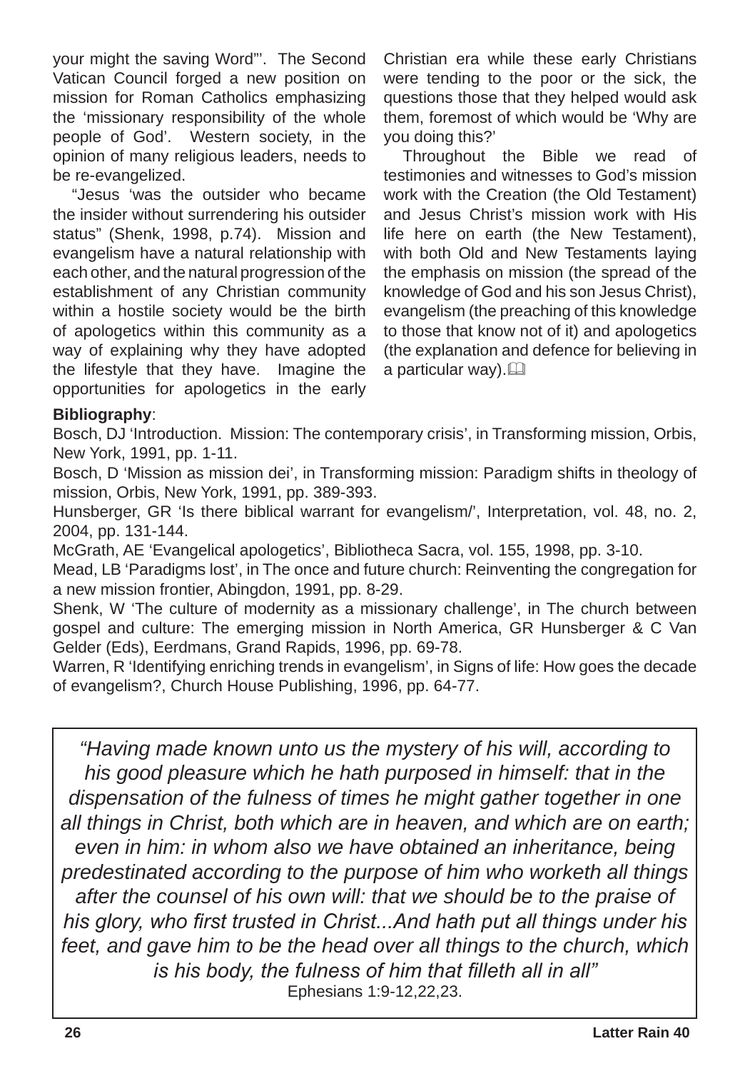your might the saving Word"'. The Second Vatican Council forged a new position on mission for Roman Catholics emphasizing the 'missionary responsibility of the whole people of God'. Western society, in the opinion of many religious leaders, needs to be re-evangelized.

"Jesus 'was the outsider who became the insider without surrendering his outsider status" (Shenk, 1998, p.74). Mission and evangelism have a natural relationship with each other, and the natural progression of the establishment of any Christian community within a hostile society would be the birth of apologetics within this community as a way of explaining why they have adopted the lifestyle that they have. Imagine the opportunities for apologetics in the early Christian era while these early Christians were tending to the poor or the sick, the questions those that they helped would ask them, foremost of which would be 'Why are you doing this?'

Throughout the Bible we read of testimonies and witnesses to God's mission work with the Creation (the Old Testament) and Jesus Christ's mission work with His life here on earth (the New Testament), with both Old and New Testaments laying the emphasis on mission (the spread of the knowledge of God and his son Jesus Christ), evangelism (the preaching of this knowledge to those that know not of it) and apologetics (the explanation and defence for believing in a particular way). 📖

**Bibliography**:

Bosch, DJ 'Introduction. Mission: The contemporary crisis', in Transforming mission, Orbis, New York, 1991, pp. 1-11.

Bosch, D 'Mission as mission dei', in Transforming mission: Paradigm shifts in theology of mission, Orbis, New York, 1991, pp. 389-393.

Hunsberger, GR 'Is there biblical warrant for evangelism/', Interpretation, vol. 48, no. 2, 2004, pp. 131-144.

McGrath, AE 'Evangelical apologetics', Bibliotheca Sacra, vol. 155, 1998, pp. 3-10.

Mead, LB 'Paradigms lost', in The once and future church: Reinventing the congregation for a new mission frontier, Abingdon, 1991, pp. 8-29.

Shenk, W 'The culture of modernity as a missionary challenge', in The church between gospel and culture: The emerging mission in North America, GR Hunsberger & C Van Gelder (Eds), Eerdmans, Grand Rapids, 1996, pp. 69-78.

Warren, R 'Identifying enriching trends in evangelism', in Signs of life: How goes the decade of evangelism?, Church House Publishing, 1996, pp. 64-77.

*"Having made known unto us the mystery of his will, according to his good pleasure which he hath purposed in himself: that in the dispensation of the fulness of times he might gather together in one all things in Christ, both which are in heaven, and which are on earth; even in him: in whom also we have obtained an inheritance, being predestinated according to the purpose of him who worketh all things after the counsel of his own will: that we should be to the praise of his glory, who first trusted in Christ...And hath put all things under his feet, and gave him to be the head over all things to the church, which is his body, the fulness of him that filleth all in all"*

Ephesians 1:9-12,22,23.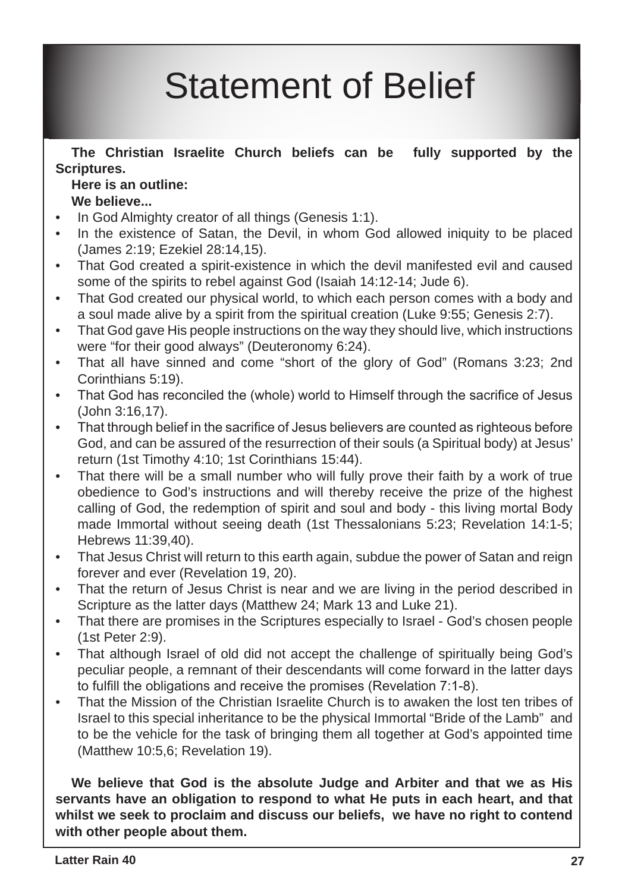# Statement of Belief

**The Christian Israelite Church beliefs can be fully supported by the Scriptures.**

**Here is an outline:**

**We believe...**

- In God Almighty creator of all things (Genesis 1:1).
- In the existence of Satan, the Devil, in whom God allowed iniquity to be placed (James 2:19; Ezekiel 28:14,15).
- That God created a spirit-existence in which the devil manifested evil and caused some of the spirits to rebel against God (Isaiah 14:12-14; Jude 6).
- That God created our physical world, to which each person comes with a body and a soul made alive by a spirit from the spiritual creation (Luke 9:55; Genesis 2:7).
- That God gave His people instructions on the way they should live, which instructions were "for their good always" (Deuteronomy 6:24).
- That all have sinned and come "short of the glory of God" (Romans 3:23; 2nd Corinthians 5:19).
- That God has reconciled the (whole) world to Himself through the sacrifice of Jesus (John 3:16,17).
- That through belief in the sacrifice of Jesus believers are counted as righteous before God, and can be assured of the resurrection of their souls (a Spiritual body) at Jesus' return (1st Timothy 4:10; 1st Corinthians 15:44).
- That there will be a small number who will fully prove their faith by a work of true obedience to God's instructions and will thereby receive the prize of the highest calling of God, the redemption of spirit and soul and body - this living mortal Body made Immortal without seeing death (1st Thessalonians 5:23; Revelation 14:1-5; Hebrews 11:39,40).
- That Jesus Christ will return to this earth again, subdue the power of Satan and reign forever and ever (Revelation 19, 20).
- That the return of Jesus Christ is near and we are living in the period described in Scripture as the latter days (Matthew 24; Mark 13 and Luke 21).
- That there are promises in the Scriptures especially to Israel - God's chosen people (1st Peter 2:9).
- That although Israel of old did not accept the challenge of spiritually being God's peculiar people, a remnant of their descendants will come forward in the latter days to fulfill the obligations and receive the promises (Revelation 7:1-8).
- That the Mission of the Christian Israelite Church is to awaken the lost ten tribes of Israel to this special inheritance to be the physical Immortal "Bride of the Lamb" and to be the vehicle for the task of bringing them all together at God's appointed time (Matthew 10:5,6; Revelation 19).

**We believe that God is the absolute Judge and Arbiter and that we as His servants have an obligation to respond to what He puts in each heart, and that whilst we seek to proclaim and discuss our beliefs, we have no right to contend with other people about them.**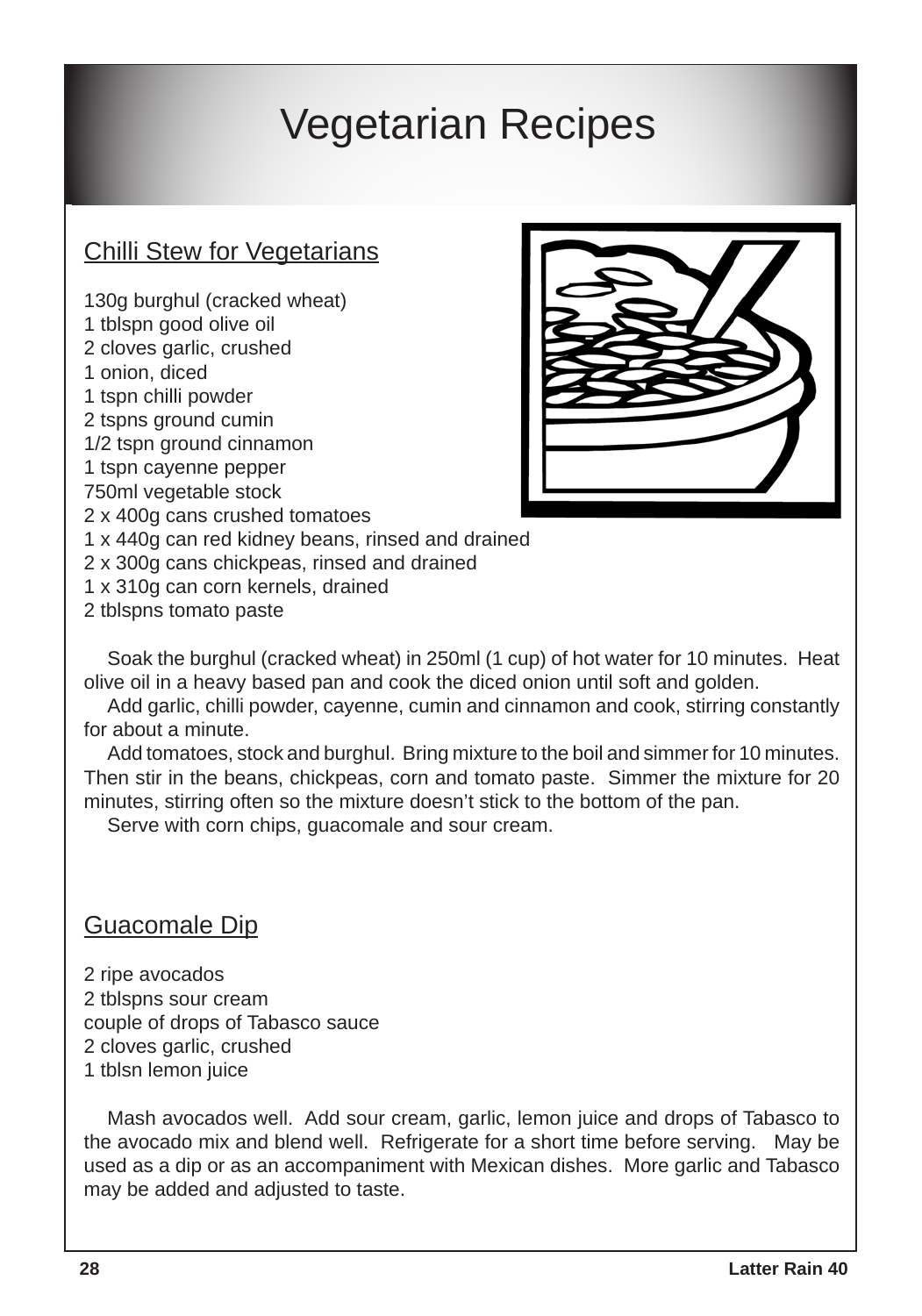# Vegetarian Recipes

## Chilli Stew for Vegetarians

130g burghul (cracked wheat)
1 tblspn good olive oil
2 cloves garlic, crushed
1 onion, diced
1 tspn chilli powder
2 tspns ground cumin
1/2 tspn ground cinnamon
1 tspn cayenne pepper
750ml vegetable stock
2 x 400g cans crushed tomatoes
1 x 440g can red kidney beans, rinsed and drained
2 x 300g cans chickpeas, rinsed and drained
1 x 310g can corn kernels, drained
2 tblspns tomato paste

Soak the burghul (cracked wheat) in 250ml (1 cup) of hot water for 10 minutes. Heat olive oil in a heavy based pan and cook the diced onion until soft and golden.

Add garlic, chilli powder, cayenne, cumin and cinnamon and cook, stirring constantly for about a minute.

Add tomatoes, stock and burghul. Bring mixture to the boil and simmer for 10 minutes. Then stir in the beans, chickpeas, corn and tomato paste. Simmer the mixture for 20 minutes, stirring often so the mixture doesn't stick to the bottom of the pan.

Serve with corn chips, guacomale and sour cream.

## Guacomale Dip

2 ripe avocados
2 tblspns sour cream
couple of drops of Tabasco sauce
2 cloves garlic, crushed
1 tblsn lemon juice

Mash avocados well. Add sour cream, garlic, lemon juice and drops of Tabasco to the avocado mix and blend well. Refrigerate for a short time before serving. May be used as a dip or as an accompaniment with Mexican dishes. More garlic and Tabasco may be added and adjusted to taste.